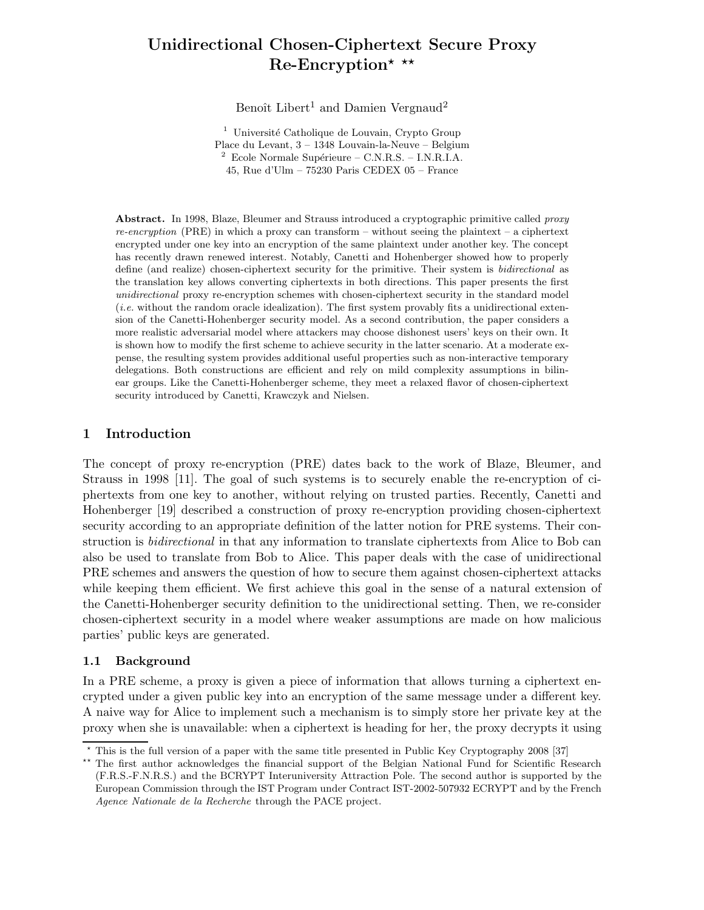# Unidirectional Chosen-Ciphertext Secure Proxy Re-Encryption* **

Benoît Libert[1] and Damien Vergnaud[2]

[1] Université Catholique de Louvain, Crypto Group
Place du Levant, 3 – 1348 Louvain-la-Neuve – Belgium
[2] Ecole Normale Supérieure – C.N.R.S. – I.N.R.I.A.
45, Rue d'Ulm – 75230 Paris CEDEX 05 – France

**Abstract.** In 1998, Blaze, Bleumer and Strauss introduced a cryptographic primitive called *proxy re-encryption* (PRE) in which a proxy can transform – without seeing the plaintext – a ciphertext encrypted under one key into an encryption of the same plaintext under another key. The concept has recently drawn renewed interest. Notably, Canetti and Hohenberger showed how to properly define (and realize) chosen-ciphertext security for the primitive. Their system is *bidirectional* as the translation key allows converting ciphertexts in both directions. This paper presents the first *unidirectional* proxy re-encryption schemes with chosen-ciphertext security in the standard model (*i.e.* without the random oracle idealization). The first system provably fits a unidirectional extension of the Canetti-Hohenberger security model. As a second contribution, the paper considers a more realistic adversarial model where attackers may choose dishonest users' keys on their own. It is shown how to modify the first scheme to achieve security in the latter scenario. At a moderate expense, the resulting system provides additional useful properties such as non-interactive temporary delegations. Both constructions are efficient and rely on mild complexity assumptions in bilinear groups. Like the Canetti-Hohenberger scheme, they meet a relaxed flavor of chosen-ciphertext security introduced by Canetti, Krawczyk and Nielsen.

## 1 Introduction

The concept of proxy re-encryption (PRE) dates back to the work of Blaze, Bleumer, and Strauss in 1998 [11]. The goal of such systems is to securely enable the re-encryption of ciphertexts from one key to another, without relying on trusted parties. Recently, Canetti and Hohenberger [19] described a construction of proxy re-encryption providing chosen-ciphertext security according to an appropriate definition of the latter notion for PRE systems. Their construction is *bidirectional* in that any information to translate ciphertexts from Alice to Bob can also be used to translate from Bob to Alice. This paper deals with the case of unidirectional PRE schemes and answers the question of how to secure them against chosen-ciphertext attacks while keeping them efficient. We first achieve this goal in the sense of a natural extension of the Canetti-Hohenberger security definition to the unidirectional setting. Then, we re-consider chosen-ciphertext security in a model where weaker assumptions are made on how malicious parties' public keys are generated.

### 1.1 Background

In a PRE scheme, a proxy is given a piece of information that allows turning a ciphertext encrypted under a given public key into an encryption of the same message under a different key. A naive way for Alice to implement such a mechanism is to simply store her private key at the proxy when she is unavailable: when a ciphertext is heading for her, the proxy decrypts it using

---

* This is the full version of a paper with the same title presented in Public Key Cryptography 2008 [37]

** The first author acknowledges the financial support of the Belgian National Fund for Scientific Research (F.R.S.-F.N.R.S.) and the BCRYPT Interuniversity Attraction Pole. The second author is supported by the European Commission through the IST Program under Contract IST-2002-507932 ECRYPT and by the French *Agence Nationale de la Recherche* through the PACE project.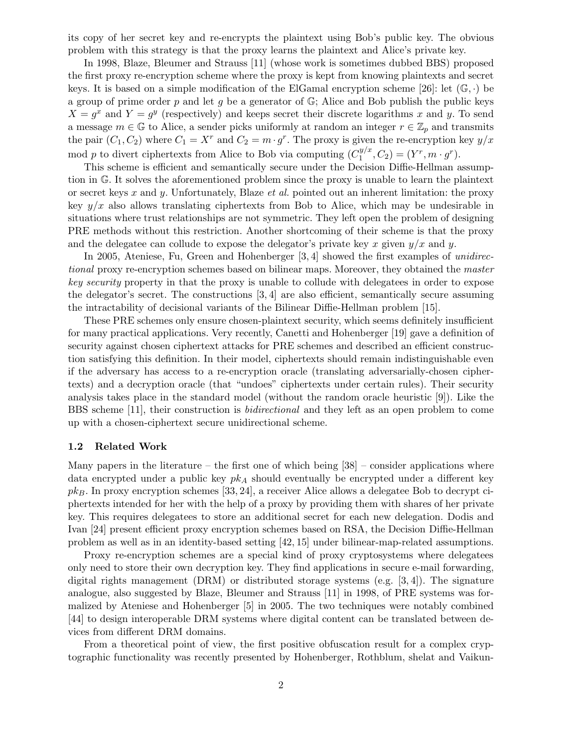its copy of her secret key and re-encrypts the plaintext using Bob's public key. The obvious problem with this strategy is that the proxy learns the plaintext and Alice's private key.

In 1998, Blaze, Bleumer and Strauss [11] (whose work is sometimes dubbed BBS) proposed the first proxy re-encryption scheme where the proxy is kept from knowing plaintexts and secret keys. It is based on a simple modification of the ElGamal encryption scheme [26]: let $(\mathbb{G}, \cdot)$ be a group of prime order $p$ and let $g$ be a generator of $\mathbb{G}$; Alice and Bob publish the public keys $X = g^x$ and $Y = g^y$ (respectively) and keeps secret their discrete logarithms $x$ and $y$. To send a message $m \in \mathbb{G}$ to Alice, a sender picks uniformly at random an integer $r \in \mathbb{Z}_p$ and transmits the pair $(C_1, C_2)$ where $C_1 = X^r$ and $C_2 = m \cdot g^r$. The proxy is given the re-encryption key $y/x \bmod p$ to divert ciphertexts from Alice to Bob via computing $(C_1^{y/x}, C_2) = (Y^r, m \cdot g^r)$.

This scheme is efficient and semantically secure under the Decision Diffie-Hellman assumption in $\mathbb{G}$. It solves the aforementioned problem since the proxy is unable to learn the plaintext or secret keys $x$ and $y$. Unfortunately, Blaze *et al.* pointed out an inherent limitation: the proxy key $y/x$ also allows translating ciphertexts from Bob to Alice, which may be undesirable in situations where trust relationships are not symmetric. They left open the problem of designing PRE methods without this restriction. Another shortcoming of their scheme is that the proxy and the delegatee can collude to expose the delegator's private key $x$ given $y/x$ and $y$.

In 2005, Ateniese, Fu, Green and Hohenberger [3, 4] showed the first examples of *unidirectional* proxy re-encryption schemes based on bilinear maps. Moreover, they obtained the *master key security* property in that the proxy is unable to collude with delegatees in order to expose the delegator's secret. The constructions [3, 4] are also efficient, semantically secure assuming the intractability of decisional variants of the Bilinear Diffie-Hellman problem [15].

These PRE schemes only ensure chosen-plaintext security, which seems definitely insufficient for many practical applications. Very recently, Canetti and Hohenberger [19] gave a definition of security against chosen ciphertext attacks for PRE schemes and described an efficient construction satisfying this definition. In their model, ciphertexts should remain indistinguishable even if the adversary has access to a re-encryption oracle (translating adversarially-chosen ciphertexts) and a decryption oracle (that "undoes" ciphertexts under certain rules). Their security analysis takes place in the standard model (without the random oracle heuristic [9]). Like the BBS scheme [11], their construction is *bidirectional* and they left as an open problem to come up with a chosen-ciphertext secure unidirectional scheme.

### 1.2 Related Work

Many papers in the literature – the first one of which being [38] – consider applications where data encrypted under a public key $pk_A$ should eventually be encrypted under a different key $pk_B$. In proxy encryption schemes [33, 24], a receiver Alice allows a delegatee Bob to decrypt ciphertexts intended for her with the help of a proxy by providing them with shares of her private key. This requires delegatees to store an additional secret for each new delegation. Dodis and Ivan [24] present efficient proxy encryption schemes based on RSA, the Decision Diffie-Hellman problem as well as in an identity-based setting [42, 15] under bilinear-map-related assumptions.

Proxy re-encryption schemes are a special kind of proxy cryptosystems where delegatees only need to store their own decryption key. They find applications in secure e-mail forwarding, digital rights management (DRM) or distributed storage systems (e.g. [3, 4]). The signature analogue, also suggested by Blaze, Bleumer and Strauss [11] in 1998, of PRE systems was formalized by Ateniese and Hohenberger [5] in 2005. The two techniques were notably combined [44] to design interoperable DRM systems where digital content can be translated between devices from different DRM domains.

From a theoretical point of view, the first positive obfuscation result for a complex cryptographic functionality was recently presented by Hohenberger, Rothblum, shelat and Vaikun-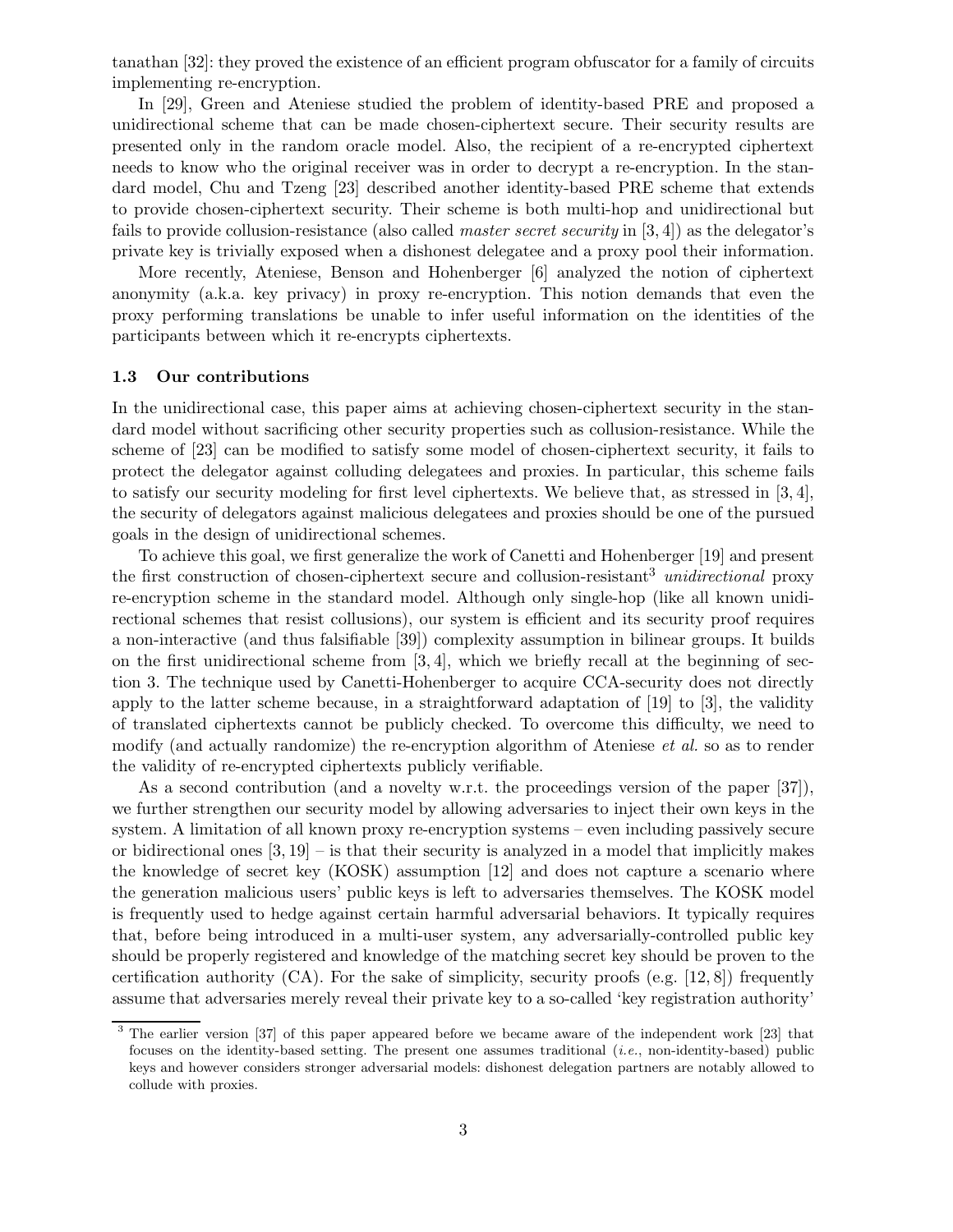tanathan [32]: they proved the existence of an efficient program obfuscator for a family of circuits implementing re-encryption.

In [29], Green and Ateniese studied the problem of identity-based PRE and proposed a unidirectional scheme that can be made chosen-ciphertext secure. Their security results are presented only in the random oracle model. Also, the recipient of a re-encrypted ciphertext needs to know who the original receiver was in order to decrypt a re-encryption. In the standard model, Chu and Tzeng [23] described another identity-based PRE scheme that extends to provide chosen-ciphertext security. Their scheme is both multi-hop and unidirectional but fails to provide collusion-resistance (also called *master secret security* in [3, 4]) as the delegator's private key is trivially exposed when a dishonest delegatee and a proxy pool their information.

More recently, Ateniese, Benson and Hohenberger [6] analyzed the notion of ciphertext anonymity (a.k.a. key privacy) in proxy re-encryption. This notion demands that even the proxy performing translations be unable to infer useful information on the identities of the participants between which it re-encrypts ciphertexts.

### 1.3 Our contributions

In the unidirectional case, this paper aims at achieving chosen-ciphertext security in the standard model without sacrificing other security properties such as collusion-resistance. While the scheme of [23] can be modified to satisfy some model of chosen-ciphertext security, it fails to protect the delegator against colluding delegatees and proxies. In particular, this scheme fails to satisfy our security modeling for first level ciphertexts. We believe that, as stressed in [3, 4], the security of delegators against malicious delegatees and proxies should be one of the pursued goals in the design of unidirectional schemes.

To achieve this goal, we first generalize the work of Canetti and Hohenberger [19] and present the first construction of chosen-ciphertext secure and collusion-resistant[3] *unidirectional* proxy re-encryption scheme in the standard model. Although only single-hop (like all known unidirectional schemes that resist collusions), our system is efficient and its security proof requires a non-interactive (and thus falsifiable [39]) complexity assumption in bilinear groups. It builds on the first unidirectional scheme from [3, 4], which we briefly recall at the beginning of section 3. The technique used by Canetti-Hohenberger to acquire CCA-security does not directly apply to the latter scheme because, in a straightforward adaptation of [19] to [3], the validity of translated ciphertexts cannot be publicly checked. To overcome this difficulty, we need to modify (and actually randomize) the re-encryption algorithm of Ateniese *et al.* so as to render the validity of re-encrypted ciphertexts publicly verifiable.

As a second contribution (and a novelty w.r.t. the proceedings version of the paper [37]), we further strengthen our security model by allowing adversaries to inject their own keys in the system. A limitation of all known proxy re-encryption systems – even including passively secure or bidirectional ones [3, 19] – is that their security is analyzed in a model that implicitly makes the knowledge of secret key (KOSK) assumption [12] and does not capture a scenario where the generation malicious users' public keys is left to adversaries themselves. The KOSK model is frequently used to hedge against certain harmful adversarial behaviors. It typically requires that, before being introduced in a multi-user system, any adversarially-controlled public key should be properly registered and knowledge of the matching secret key should be proven to the certification authority (CA). For the sake of simplicity, security proofs (e.g. [12, 8]) frequently assume that adversaries merely reveal their private key to a so-called 'key registration authority'

[3] The earlier version [37] of this paper appeared before we became aware of the independent work [23] that focuses on the identity-based setting. The present one assumes traditional (*i.e.*, non-identity-based) public keys and however considers stronger adversarial models: dishonest delegation partners are notably allowed to collude with proxies.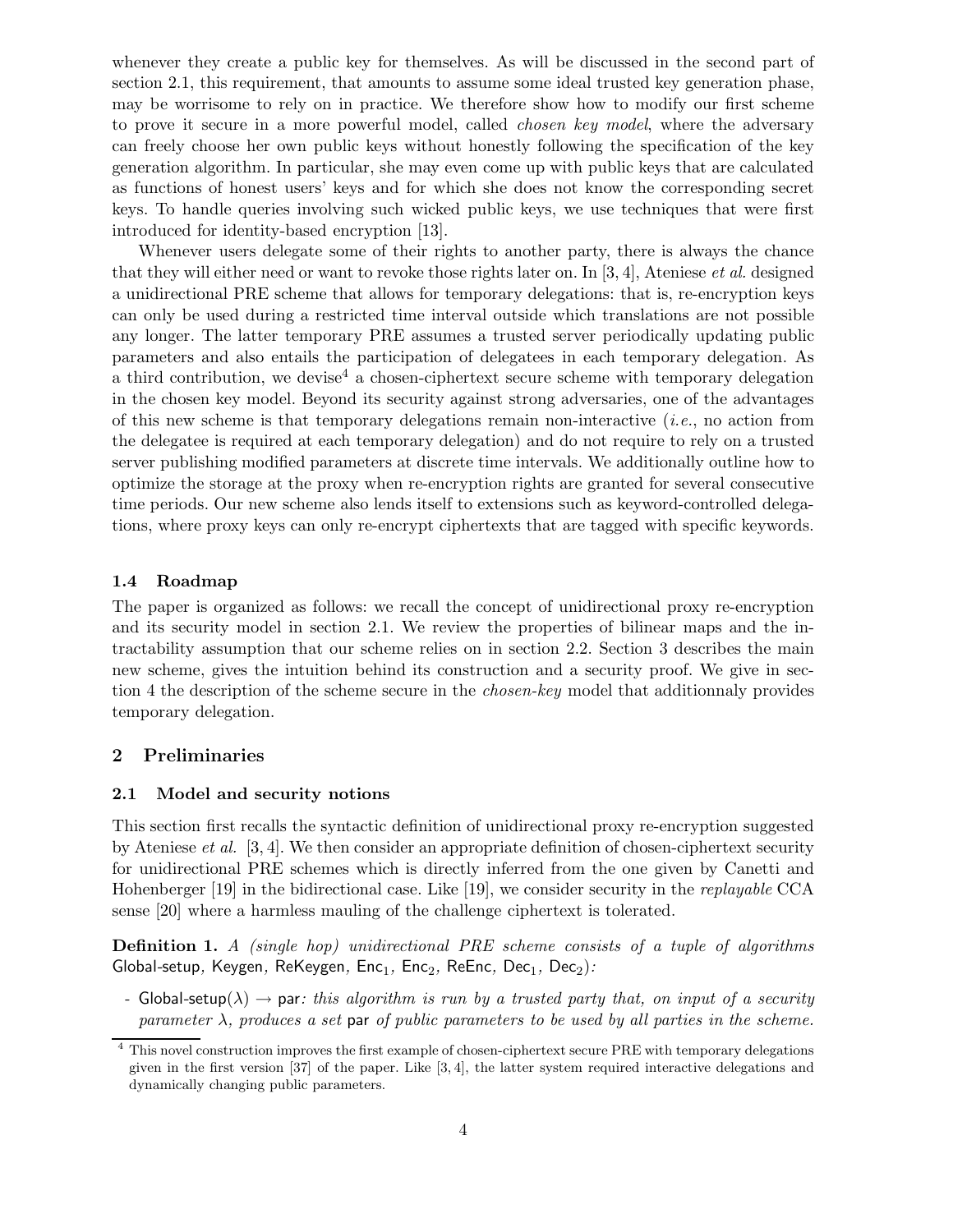whenever they create a public key for themselves. As will be discussed in the second part of section 2.1, this requirement, that amounts to assume some ideal trusted key generation phase, may be worrisome to rely on in practice. We therefore show how to modify our first scheme to prove it secure in a more powerful model, called *chosen key model*, where the adversary can freely choose her own public keys without honestly following the specification of the key generation algorithm. In particular, she may even come up with public keys that are calculated as functions of honest users' keys and for which she does not know the corresponding secret keys. To handle queries involving such wicked public keys, we use techniques that were first introduced for identity-based encryption [13].

Whenever users delegate some of their rights to another party, there is always the chance that they will either need or want to revoke those rights later on. In [3, 4], Ateniese *et al.* designed a unidirectional PRE scheme that allows for temporary delegations: that is, re-encryption keys can only be used during a restricted time interval outside which translations are not possible any longer. The latter temporary PRE assumes a trusted server periodically updating public parameters and also entails the participation of delegatees in each temporary delegation. As a third contribution, we devise[4] a chosen-ciphertext secure scheme with temporary delegation in the chosen key model. Beyond its security against strong adversaries, one of the advantages of this new scheme is that temporary delegations remain non-interactive (*i.e.*, no action from the delegatee is required at each temporary delegation) and do not require to rely on a trusted server publishing modified parameters at discrete time intervals. We additionally outline how to optimize the storage at the proxy when re-encryption rights are granted for several consecutive time periods. Our new scheme also lends itself to extensions such as keyword-controlled delegations, where proxy keys can only re-encrypt ciphertexts that are tagged with specific keywords.

### 1.4 Roadmap

The paper is organized as follows: we recall the concept of unidirectional proxy re-encryption and its security model in section 2.1. We review the properties of bilinear maps and the intractability assumption that our scheme relies on in section 2.2. Section 3 describes the main new scheme, gives the intuition behind its construction and a security proof. We give in section 4 the description of the scheme secure in the *chosen-key* model that additionnaly provides temporary delegation.

## 2 Preliminaries

### 2.1 Model and security notions

This section first recalls the syntactic definition of unidirectional proxy re-encryption suggested by Ateniese *et al.* [3, 4]. We then consider an appropriate definition of chosen-ciphertext security for unidirectional PRE schemes which is directly inferred from the one given by Canetti and Hohenberger [19] in the bidirectional case. Like [19], we consider security in the *replayable* CCA sense [20] where a harmless mauling of the challenge ciphertext is tolerated.

**Definition 1.** *A (single hop) unidirectional PRE scheme consists of a tuple of algorithms* Global-setup*,* Keygen*,* ReKeygen*,* $\mathsf{Enc}_1$*,* $\mathsf{Enc}_2$*,* ReEnc*,* $\mathsf{Dec}_1$*,* $\mathsf{Dec}_2$*):*

- $\mathsf{Global\text{-}setup}(\lambda) \rightarrow \mathsf{par}$*: this algorithm is run by a trusted party that, on input of a security parameter* $\lambda$*, produces a set* par *of public parameters to be used by all parties in the scheme.*

[4] This novel construction improves the first example of chosen-ciphertext secure PRE with temporary delegations given in the first version [37] of the paper. Like [3, 4], the latter system required interactive delegations and dynamically changing public parameters.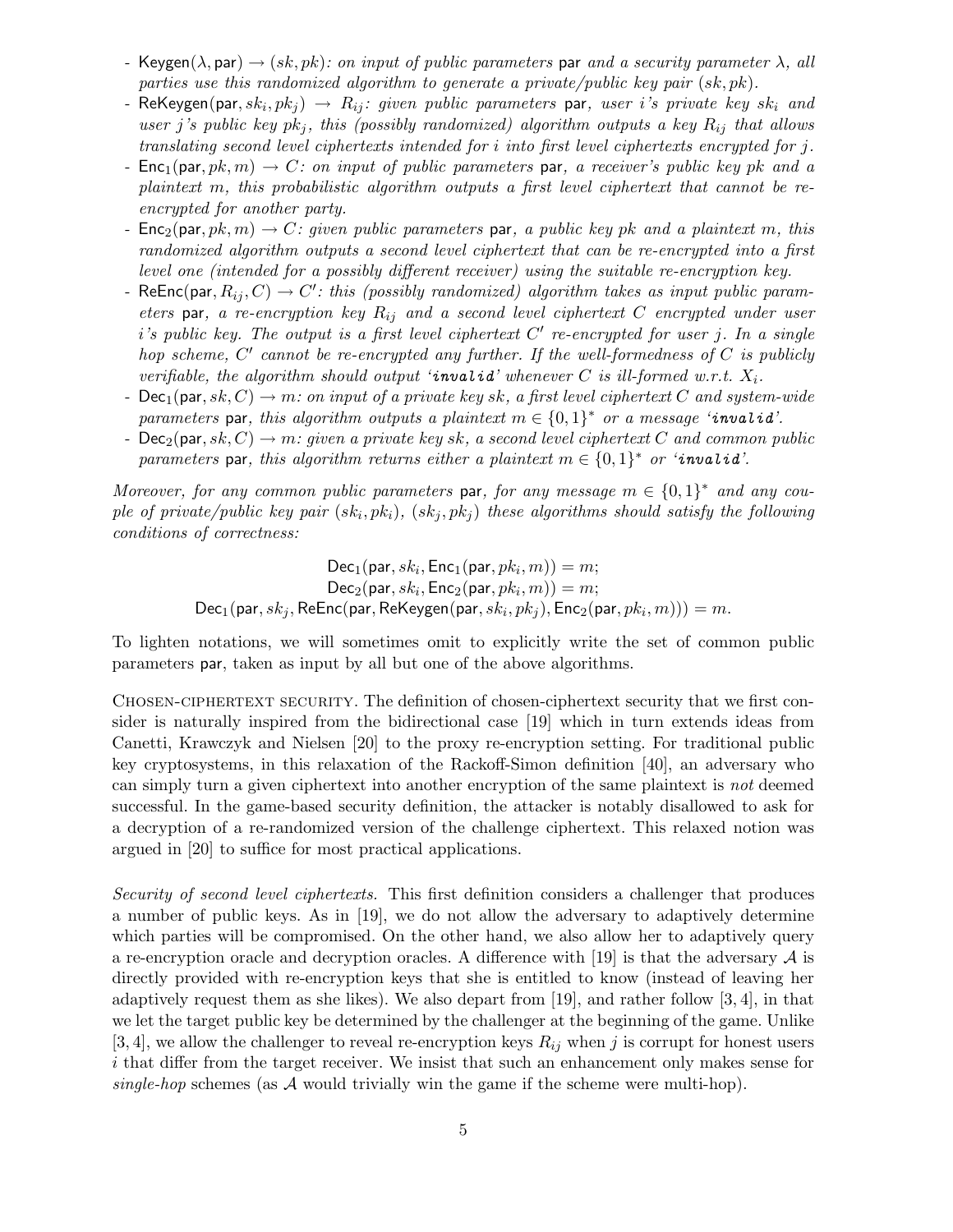- $\mathsf{Keygen}(\lambda, \mathsf{par}) \rightarrow (sk, pk)$: *on input of public parameters* $\mathsf{par}$ *and a security parameter* $\lambda$*, all parties use this randomized algorithm to generate a private/public key pair* $(sk, pk)$.
- $\mathsf{ReKeygen}(\mathsf{par}, sk_i, pk_j) \rightarrow R_{ij}$: *given public parameters* $\mathsf{par}$*, user* $i$*'s private key* $sk_i$ *and user* $j$*'s public key* $pk_j$*, this (possibly randomized) algorithm outputs a key* $R_{ij}$ *that allows translating second level ciphertexts intended for* $i$ *into first level ciphertexts encrypted for* $j$.
- $\mathsf{Enc}_1(\mathsf{par}, pk, m) \rightarrow C$: *on input of public parameters* $\mathsf{par}$*, a receiver's public key* $pk$ *and a plaintext* $m$*, this probabilistic algorithm outputs a first level ciphertext that cannot be re-encrypted for another party.*
- $\mathsf{Enc}_2(\mathsf{par}, pk, m) \rightarrow C$: *given public parameters* $\mathsf{par}$*, a public key* $pk$ *and a plaintext* $m$*, this randomized algorithm outputs a second level ciphertext that can be re-encrypted into a first level one (intended for a possibly different receiver) using the suitable re-encryption key.*
- $\mathsf{ReEnc}(\mathsf{par}, R_{ij}, C) \rightarrow C'$: *this (possibly randomized) algorithm takes as input public parameters* $\mathsf{par}$*, a re-encryption key* $R_{ij}$ *and a second level ciphertext* $C$ *encrypted under user* $i$*'s public key. The output is a first level ciphertext* $C'$ *re-encrypted for user* $j$*. In a single hop scheme,* $C'$ *cannot be re-encrypted any further. If the well-formedness of* $C$ *is publicly verifiable, the algorithm should output '**invalid**' whenever* $C$ *is ill-formed w.r.t.* $X_i$.
- $\mathsf{Dec}_1(\mathsf{par}, sk, C) \rightarrow m$: *on input of a private key* $sk$*, a first level ciphertext* $C$ *and system-wide parameters* $\mathsf{par}$*, this algorithm outputs a plaintext* $m \in \{0,1\}^*$ *or a message '**invalid**'.*
- $\mathsf{Dec}_2(\mathsf{par}, sk, C) \rightarrow m$: *given a private key* $sk$*, a second level ciphertext* $C$ *and common public parameters* $\mathsf{par}$*, this algorithm returns either a plaintext* $m \in \{0,1\}^*$ *or '**invalid**'.*

*Moreover, for any common public parameters* $\mathsf{par}$*, for any message* $m \in \{0,1\}^*$ *and any couple of private/public key pair* $(sk_i, pk_i)$*,* $(sk_j, pk_j)$ *these algorithms should satisfy the following conditions of correctness:*

$$\mathsf{Dec}_1(\mathsf{par}, sk_i, \mathsf{Enc}_1(\mathsf{par}, pk_i, m)) = m;$$
$$\mathsf{Dec}_2(\mathsf{par}, sk_i, \mathsf{Enc}_2(\mathsf{par}, pk_i, m)) = m;$$
$$\mathsf{Dec}_1(\mathsf{par}, sk_j, \mathsf{ReEnc}(\mathsf{par}, \mathsf{ReKeygen}(\mathsf{par}, sk_i, pk_j), \mathsf{Enc}_2(\mathsf{par}, pk_i, m))) = m.$$

To lighten notations, we will sometimes omit to explicitly write the set of common public parameters $\mathsf{par}$, taken as input by all but one of the above algorithms.

CHOSEN-CIPHERTEXT SECURITY. The definition of chosen-ciphertext security that we first consider is naturally inspired from the bidirectional case [19] which in turn extends ideas from Canetti, Krawczyk and Nielsen [20] to the proxy re-encryption setting. For traditional public key cryptosystems, in this relaxation of the Rackoff-Simon definition [40], an adversary who can simply turn a given ciphertext into another encryption of the same plaintext is *not* deemed successful. In the game-based security definition, the attacker is notably disallowed to ask for a decryption of a re-randomized version of the challenge ciphertext. This relaxed notion was argued in [20] to suffice for most practical applications.

*Security of second level ciphertexts.* This first definition considers a challenger that produces a number of public keys. As in [19], we do not allow the adversary to adaptively determine which parties will be compromised. On the other hand, we also allow her to adaptively query a re-encryption oracle and decryption oracles. A difference with [19] is that the adversary $\mathcal{A}$ is directly provided with re-encryption keys that she is entitled to know (instead of leaving her adaptively request them as she likes). We also depart from [19], and rather follow [3, 4], in that we let the target public key be determined by the challenger at the beginning of the game. Unlike [3, 4], we allow the challenger to reveal re-encryption keys $R_{ij}$ when $j$ is corrupt for honest users $i$ that differ from the target receiver. We insist that such an enhancement only makes sense for *single-hop* schemes (as $\mathcal{A}$ would trivially win the game if the scheme were multi-hop).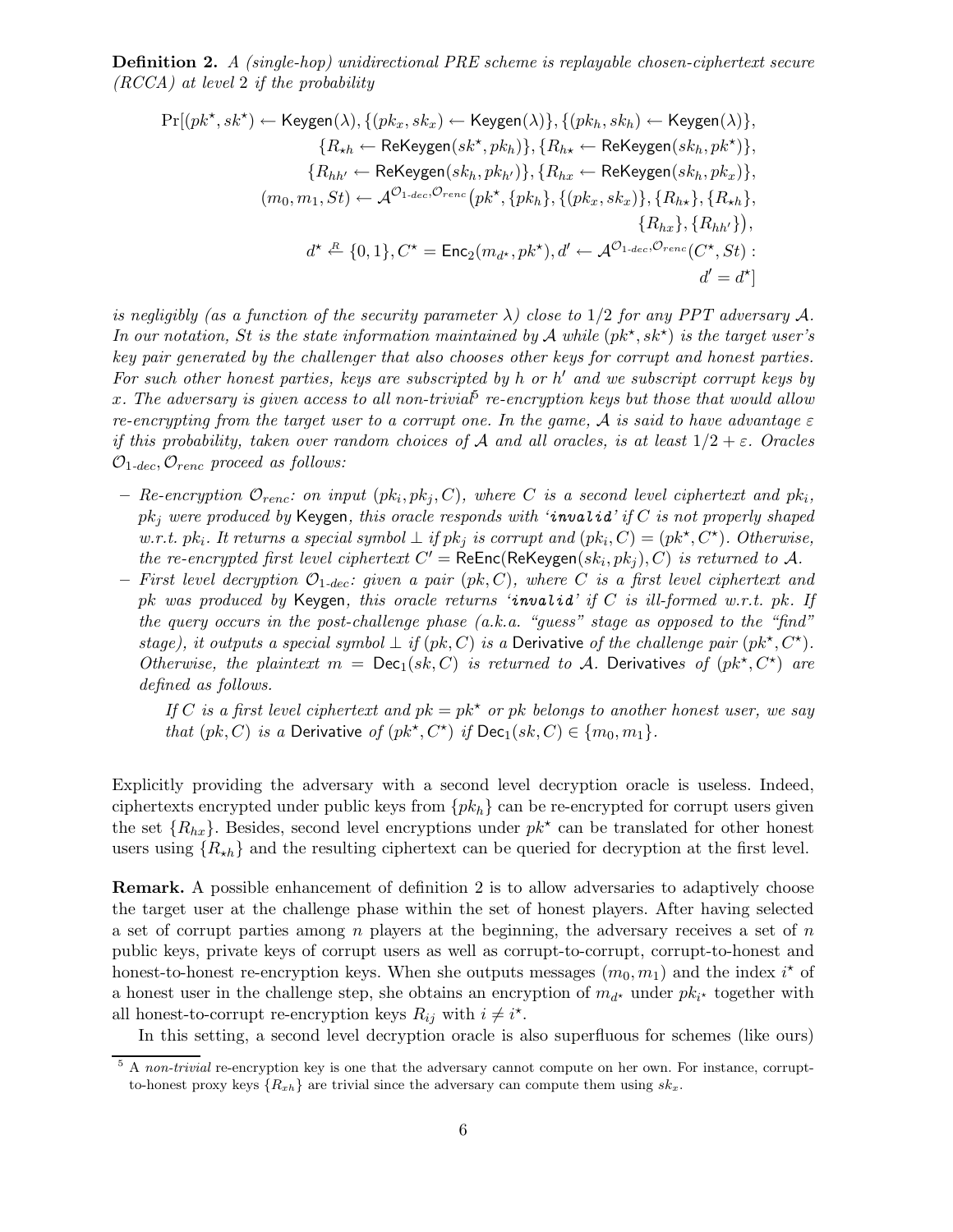**Definition 2.** *A (single-hop) unidirectional PRE scheme is replayable chosen-ciphertext secure (RCCA) at level 2 if the probability*

$$\begin{aligned}
\Pr[(pk^\star, sk^\star) \leftarrow \mathsf{Keygen}(\lambda), \{(pk_x, sk_x) \leftarrow \mathsf{Keygen}(\lambda)\}, \{(pk_h, sk_h) \leftarrow \mathsf{Keygen}(\lambda)\},\\
\{R_{\star h} \leftarrow \mathsf{ReKeygen}(sk^\star, pk_h)\}, \{R_{h\star} \leftarrow \mathsf{ReKeygen}(sk_h, pk^\star)\},\\
\{R_{hh'} \leftarrow \mathsf{ReKeygen}(sk_h, pk_{h'})\}, \{R_{hx} \leftarrow \mathsf{ReKeygen}(sk_h, pk_x)\},\\
(m_0, m_1, St) \leftarrow \mathcal{A}^{\mathcal{O}_{1\text{-}dec}, \mathcal{O}_{renc}}\big(pk^\star, \{pk_h\}, \{(pk_x, sk_x)\}, \{R_{h\star}\}, \{R_{\star h}\},\\
\{R_{hx}\}, \{R_{hh'}\}\big),\\
d^\star \xleftarrow{R} \{0,1\}, C^\star = \mathsf{Enc}_2(m_{d^\star}, pk^\star), d' \leftarrow \mathcal{A}^{\mathcal{O}_{1\text{-}dec}, \mathcal{O}_{renc}}(C^\star, St) :\\
d' = d^\star]
\end{aligned}$$

*is negligibly (as a function of the security parameter $\lambda$) close to 1/2 for any PPT adversary $\mathcal{A}$. In our notation, $St$ is the state information maintained by $\mathcal{A}$ while $(pk^\star, sk^\star)$ is the target user's key pair generated by the challenger that also chooses other keys for corrupt and honest parties. For such other honest parties, keys are subscripted by $h$ or $h'$ and we subscript corrupt keys by $x$. The adversary is given access to all non-trivial*[5] *re-encryption keys but those that would allow re-encrypting from the target user to a corrupt one. In the game, $\mathcal{A}$ is said to have advantage $\varepsilon$ if this probability, taken over random choices of $\mathcal{A}$ and all oracles, is at least $1/2 + \varepsilon$. Oracles $\mathcal{O}_{1\text{-}dec}, \mathcal{O}_{renc}$ proceed as follows:*

- *Re-encryption $\mathcal{O}_{renc}$: on input $(pk_i, pk_j, C)$, where $C$ is a second level ciphertext and $pk_i$, $pk_j$ were produced by* Keygen*, this oracle responds with '**invalid**' if $C$ is not properly shaped w.r.t. $pk_i$. It returns a special symbol $\perp$ if $pk_j$ is corrupt and $(pk_i, C) = (pk^\star, C^\star)$. Otherwise, the re-encrypted first level ciphertext $C' = \mathsf{ReEnc}(\mathsf{ReKeygen}(sk_i, pk_j), C)$ is returned to $\mathcal{A}$.*
- *First level decryption $\mathcal{O}_{1\text{-}dec}$: given a pair $(pk, C)$, where $C$ is a first level ciphertext and $pk$ was produced by* Keygen*, this oracle returns '**invalid**' if $C$ is ill-formed w.r.t. $pk$. If the query occurs in the post-challenge phase (a.k.a. "guess" stage as opposed to the "find" stage), it outputs a special symbol $\perp$ if $(pk, C)$ is a* Derivative *of the challenge pair $(pk^\star, C^\star)$. Otherwise, the plaintext $m = \mathsf{Dec}_1(sk, C)$ is returned to $\mathcal{A}$.* Derivative*s of $(pk^\star, C^\star)$ are defined as follows.*

  *If $C$ is a first level ciphertext and $pk = pk^\star$ or $pk$ belongs to another honest user, we say that $(pk, C)$ is a* Derivative *of $(pk^\star, C^\star)$ if $\mathsf{Dec}_1(sk, C) \in \{m_0, m_1\}$.*

Explicitly providing the adversary with a second level decryption oracle is useless. Indeed, ciphertexts encrypted under public keys from $\{pk_h\}$ can be re-encrypted for corrupt users given the set $\{R_{hx}\}$. Besides, second level encryptions under $pk^\star$ can be translated for other honest users using $\{R_{\star h}\}$ and the resulting ciphertext can be queried for decryption at the first level.

**Remark.** A possible enhancement of definition 2 is to allow adversaries to adaptively choose the target user at the challenge phase within the set of honest players. After having selected a set of corrupt parties among $n$ players at the beginning, the adversary receives a set of $n$ public keys, private keys of corrupt users as well as corrupt-to-corrupt, corrupt-to-honest and honest-to-honest re-encryption keys. When she outputs messages $(m_0, m_1)$ and the index $i^\star$ of a honest user in the challenge step, she obtains an encryption of $m_{d^\star}$ under $pk_{i^\star}$ together with all honest-to-corrupt re-encryption keys $R_{ij}$ with $i \neq i^\star$.

In this setting, a second level decryption oracle is also superfluous for schemes (like ours)

[5] A *non-trivial* re-encryption key is one that the adversary cannot compute on her own. For instance, corrupt-to-honest proxy keys $\{R_{xh}\}$ are trivial since the adversary can compute them using $sk_x$.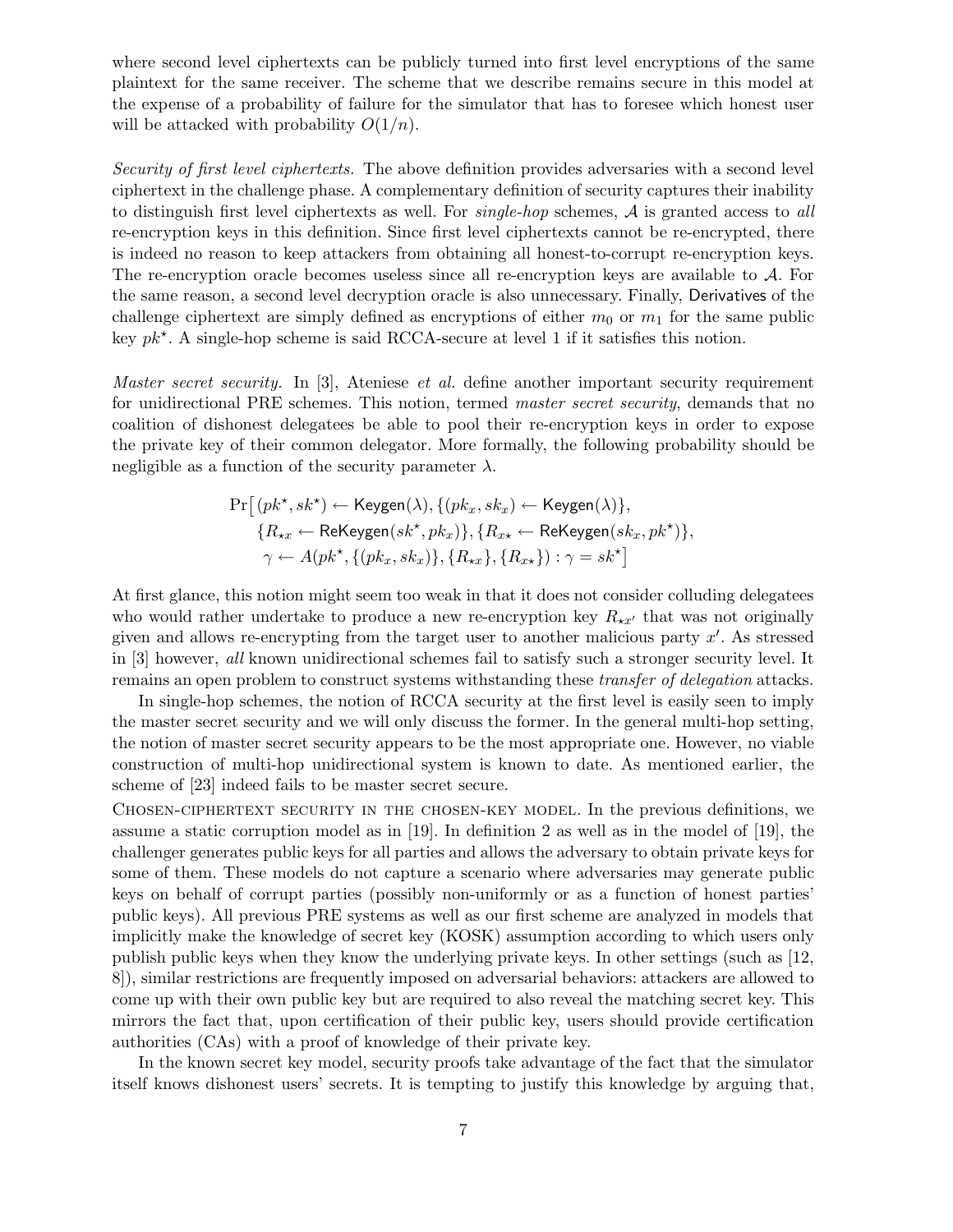where second level ciphertexts can be publicly turned into first level encryptions of the same plaintext for the same receiver. The scheme that we describe remains secure in this model at the expense of a probability of failure for the simulator that has to foresee which honest user will be attacked with probability $O(1/n)$.

*Security of first level ciphertexts.* The above definition provides adversaries with a second level ciphertext in the challenge phase. A complementary definition of security captures their inability to distinguish first level ciphertexts as well. For *single-hop* schemes, $\mathcal{A}$ is granted access to *all* re-encryption keys in this definition. Since first level ciphertexts cannot be re-encrypted, there is indeed no reason to keep attackers from obtaining all honest-to-corrupt re-encryption keys. The re-encryption oracle becomes useless since all re-encryption keys are available to $\mathcal{A}$. For the same reason, a second level decryption oracle is also unnecessary. Finally, Derivatives of the challenge ciphertext are simply defined as encryptions of either $m_0$ or $m_1$ for the same public key $pk^\star$. A single-hop scheme is said RCCA-secure at level 1 if it satisfies this notion.

*Master secret security.* In [3], Ateniese *et al.* define another important security requirement for unidirectional PRE schemes. This notion, termed *master secret security*, demands that no coalition of dishonest delegatees be able to pool their re-encryption keys in order to expose the private key of their common delegator. More formally, the following probability should be negligible as a function of the security parameter $\lambda$.

$$
\begin{aligned}
\Pr\big[ & (pk^\star, sk^\star) \leftarrow \mathsf{Keygen}(\lambda), \{(pk_x, sk_x) \leftarrow \mathsf{Keygen}(\lambda)\}, \\
& \{R_{\star x} \leftarrow \mathsf{ReKeygen}(sk^\star, pk_x)\}, \{R_{x\star} \leftarrow \mathsf{ReKeygen}(sk_x, pk^\star)\}, \\
& \gamma \leftarrow A(pk^\star, \{(pk_x, sk_x)\}, \{R_{\star x}\}, \{R_{x\star}\}) : \gamma = sk^\star \big]
\end{aligned}
$$

At first glance, this notion might seem too weak in that it does not consider colluding delegatees who would rather undertake to produce a new re-encryption key $R_{\star x'}$ that was not originally given and allows re-encrypting from the target user to another malicious party $x'$. As stressed in [3] however, *all* known unidirectional schemes fail to satisfy such a stronger security level. It remains an open problem to construct systems withstanding these *transfer of delegation* attacks.

In single-hop schemes, the notion of RCCA security at the first level is easily seen to imply the master secret security and we will only discuss the former. In the general multi-hop setting, the notion of master secret security appears to be the most appropriate one. However, no viable construction of multi-hop unidirectional system is known to date. As mentioned earlier, the scheme of [23] indeed fails to be master secret secure.

Chosen-ciphertext security in the chosen-key model. In the previous definitions, we assume a static corruption model as in [19]. In definition 2 as well as in the model of [19], the challenger generates public keys for all parties and allows the adversary to obtain private keys for some of them. These models do not capture a scenario where adversaries may generate public keys on behalf of corrupt parties (possibly non-uniformly or as a function of honest parties' public keys). All previous PRE systems as well as our first scheme are analyzed in models that implicitly make the knowledge of secret key (KOSK) assumption according to which users only publish public keys when they know the underlying private keys. In other settings (such as [12, 8]), similar restrictions are frequently imposed on adversarial behaviors: attackers are allowed to come up with their own public key but are required to also reveal the matching secret key. This mirrors the fact that, upon certification of their public key, users should provide certification authorities (CAs) with a proof of knowledge of their private key.

In the known secret key model, security proofs take advantage of the fact that the simulator itself knows dishonest users' secrets. It is tempting to justify this knowledge by arguing that,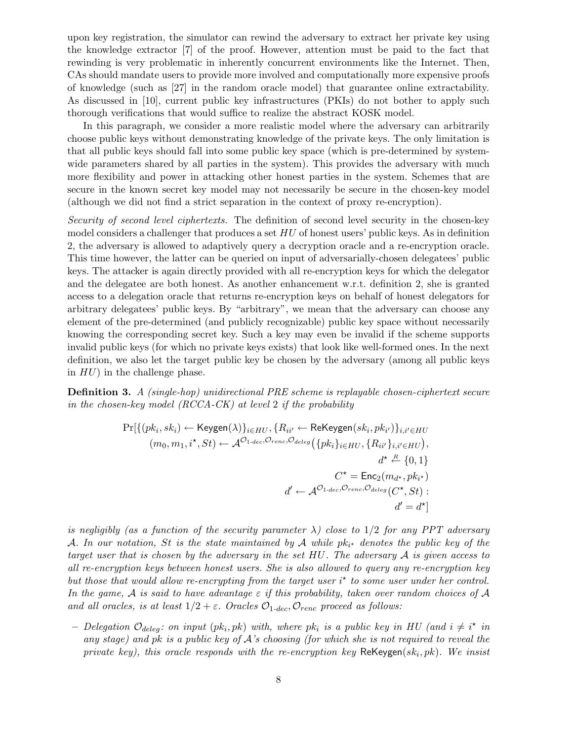upon key registration, the simulator can rewind the adversary to extract her private key using the knowledge extractor [7] of the proof. However, attention must be paid to the fact that rewinding is very problematic in inherently concurrent environments like the Internet. Then, CAs should mandate users to provide more involved and computationally more expensive proofs of knowledge (such as [27] in the random oracle model) that guarantee online extractability. As discussed in [10], current public key infrastructures (PKIs) do not bother to apply such thorough verifications that would suffice to realize the abstract KOSK model.

In this paragraph, we consider a more realistic model where the adversary can arbitrarily choose public keys without demonstrating knowledge of the private keys. The only limitation is that all public keys should fall into some public key space (which is pre-determined by system-wide parameters shared by all parties in the system). This provides the adversary with much more flexibility and power in attacking other honest parties in the system. Schemes that are secure in the known secret key model may not necessarily be secure in the chosen-key model (although we did not find a strict separation in the context of proxy re-encryption).

*Security of second level ciphertexts.* The definition of second level security in the chosen-key model considers a challenger that produces a set $HU$ of honest users' public keys. As in definition 2, the adversary is allowed to adaptively query a decryption oracle and a re-encryption oracle. This time however, the latter can be queried on input of adversarially-chosen delegatees' public keys. The attacker is again directly provided with all re-encryption keys for which the delegator and the delegatee are both honest. As another enhancement w.r.t. definition 2, she is granted access to a delegation oracle that returns re-encryption keys on behalf of honest delegators for arbitrary delegatees' public keys. By "arbitrary", we mean that the adversary can choose any element of the pre-determined (and publicly recognizable) public key space without necessarily knowing the corresponding secret key. Such a key may even be invalid if the scheme supports invalid public keys (for which no private keys exists) that look like well-formed ones. In the next definition, we also let the target public key be chosen by the adversary (among all public keys in $HU$) in the challenge phase.

**Definition 3.** *A (single-hop) unidirectional PRE scheme is replayable chosen-ciphertext secure in the chosen-key model (RCCA-CK) at level 2 if the probability*

$$
\begin{aligned}
\Pr[\{(pk_i, sk_i) \leftarrow \mathsf{Keygen}(\lambda)\}_{i \in HU}, \{R_{ii'} \leftarrow \mathsf{ReKeygen}(sk_i, pk_{i'})\}_{i,i' \in HU} \\
(m_0, m_1, i^\star, St) \leftarrow \mathcal{A}^{\mathcal{O}_{1\text{-}dec}, \mathcal{O}_{renc}, \mathcal{O}_{deleg}}\big(\{pk_i\}_{i \in HU}, \{R_{ii'}\}_{i,i' \in HU}\big), \\
d^\star \stackrel{R}{\leftarrow} \{0,1\} \\
C^\star = \mathsf{Enc}_2(m_{d^\star}, pk_{i^\star}) \\
d' \leftarrow \mathcal{A}^{\mathcal{O}_{1\text{-}dec}, \mathcal{O}_{renc}, \mathcal{O}_{deleg}}(C^\star, St) : \\
d' = d^\star]
\end{aligned}
$$

*is negligibly (as a function of the security parameter $\lambda$) close to $1/2$ for any PPT adversary $\mathcal{A}$. In our notation, $St$ is the state maintained by $\mathcal{A}$ while $pk_{i^\star}$ denotes the public key of the target user that is chosen by the adversary in the set $HU$. The adversary $\mathcal{A}$ is given access to all re-encryption keys between honest users. She is also allowed to query any re-encryption key but those that would allow re-encrypting from the target user $i^\star$ to some user under her control. In the game, $\mathcal{A}$ is said to have advantage $\varepsilon$ if this probability, taken over random choices of $\mathcal{A}$ and all oracles, is at least $1/2 + \varepsilon$. Oracles $\mathcal{O}_{1\text{-}dec}, \mathcal{O}_{renc}$ proceed as follows:*

- *Delegation $\mathcal{O}_{deleg}$: on input $(pk_i, pk)$ with, where $pk_i$ is a public key in $HU$ (and $i \neq i^\star$ in any stage) and $pk$ is a public key of $\mathcal{A}$'s choosing (for which she is not required to reveal the private key), this oracle responds with the re-encryption key $\mathsf{ReKeygen}(sk_i, pk)$. We insist*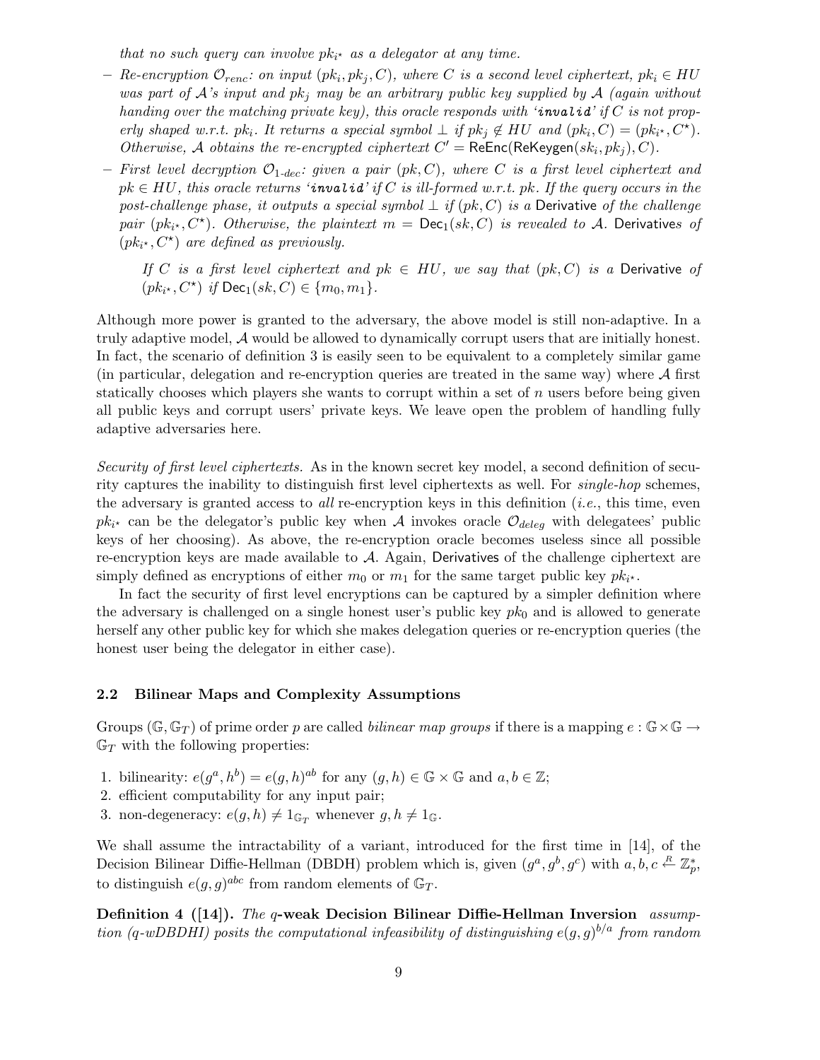*that no such query can involve $pk_{i^\star}$ as a delegator at any time.*

- *Re-encryption $\mathcal{O}_{renc}$: on input $(pk_i, pk_j, C)$, where $C$ is a second level ciphertext, $pk_i \in HU$ was part of $\mathcal{A}$'s input and $pk_j$ may be an arbitrary public key supplied by $\mathcal{A}$ (again without handing over the matching private key), this oracle responds with '**invalid**' if $C$ is not properly shaped w.r.t. $pk_i$. It returns a special symbol $\perp$ if $pk_j \notin HU$ and $(pk_i, C) = (pk_{i^\star}, C^\star)$. Otherwise, $\mathcal{A}$ obtains the re-encrypted ciphertext $C' = \mathsf{ReEnc}(\mathsf{ReKeygen}(sk_i, pk_j), C)$.*
- *First level decryption $\mathcal{O}_{1\text{-}dec}$: given a pair $(pk, C)$, where $C$ is a first level ciphertext and $pk \in HU$, this oracle returns '**invalid**' if $C$ is ill-formed w.r.t. $pk$. If the query occurs in the post-challenge phase, it outputs a special symbol $\perp$ if $(pk, C)$ is a $\mathsf{Derivative}$ of the challenge pair $(pk_{i^\star}, C^\star)$. Otherwise, the plaintext $m = \mathsf{Dec}_1(sk, C)$ is revealed to $\mathcal{A}$. $\mathsf{Derivatives}$ of $(pk_{i^\star}, C^\star)$ are defined as previously.*

  *If $C$ is a first level ciphertext and $pk \in HU$, we say that $(pk, C)$ is a $\mathsf{Derivative}$ of $(pk_{i^\star}, C^\star)$ if $\mathsf{Dec}_1(sk, C) \in \{m_0, m_1\}$.*

Although more power is granted to the adversary, the above model is still non-adaptive. In a truly adaptive model, $\mathcal{A}$ would be allowed to dynamically corrupt users that are initially honest. In fact, the scenario of definition 3 is easily seen to be equivalent to a completely similar game (in particular, delegation and re-encryption queries are treated in the same way) where $\mathcal{A}$ first statically chooses which players she wants to corrupt within a set of $n$ users before being given all public keys and corrupt users' private keys. We leave open the problem of handling fully adaptive adversaries here.

*Security of first level ciphertexts.* As in the known secret key model, a second definition of security captures the inability to distinguish first level ciphertexts as well. For *single-hop* schemes, the adversary is granted access to *all* re-encryption keys in this definition (*i.e.*, this time, even $pk_{i^\star}$ can be the delegator's public key when $\mathcal{A}$ invokes oracle $\mathcal{O}_{deleg}$ with delegatees' public keys of her choosing). As above, the re-encryption oracle becomes useless since all possible re-encryption keys are made available to $\mathcal{A}$. Again, $\mathsf{Derivatives}$ of the challenge ciphertext are simply defined as encryptions of either $m_0$ or $m_1$ for the same target public key $pk_{i^\star}$.

In fact the security of first level encryptions can be captured by a simpler definition where the adversary is challenged on a single honest user's public key $pk_0$ and is allowed to generate herself any other public key for which she makes delegation queries or re-encryption queries (the honest user being the delegator in either case).

### 2.2 Bilinear Maps and Complexity Assumptions

Groups $(\mathbb{G}, \mathbb{G}_T)$ of prime order $p$ are called *bilinear map groups* if there is a mapping $e : \mathbb{G} \times \mathbb{G} \rightarrow \mathbb{G}_T$ with the following properties:

1. bilinearity: $e(g^a, h^b) = e(g, h)^{ab}$ for any $(g, h) \in \mathbb{G} \times \mathbb{G}$ and $a, b \in \mathbb{Z}$;
2. efficient computability for any input pair;
3. non-degeneracy: $e(g, h) \neq 1_{\mathbb{G}_T}$ whenever $g, h \neq 1_{\mathbb{G}}$.

We shall assume the intractability of a variant, introduced for the first time in [14], of the Decision Bilinear Diffie-Hellman (DBDH) problem which is, given $(g^a, g^b, g^c)$ with $a, b, c \xleftarrow{R} \mathbb{Z}_p^*$, to distinguish $e(g, g)^{abc}$ from random elements of $\mathbb{G}_T$.

**Definition 4 ([14]).** *The* **$q$-weak Decision Bilinear Diffie-Hellman Inversion** *assumption ($q$-wDBDHI) posits the computational infeasibility of distinguishing $e(g, g)^{b/a}$ from random*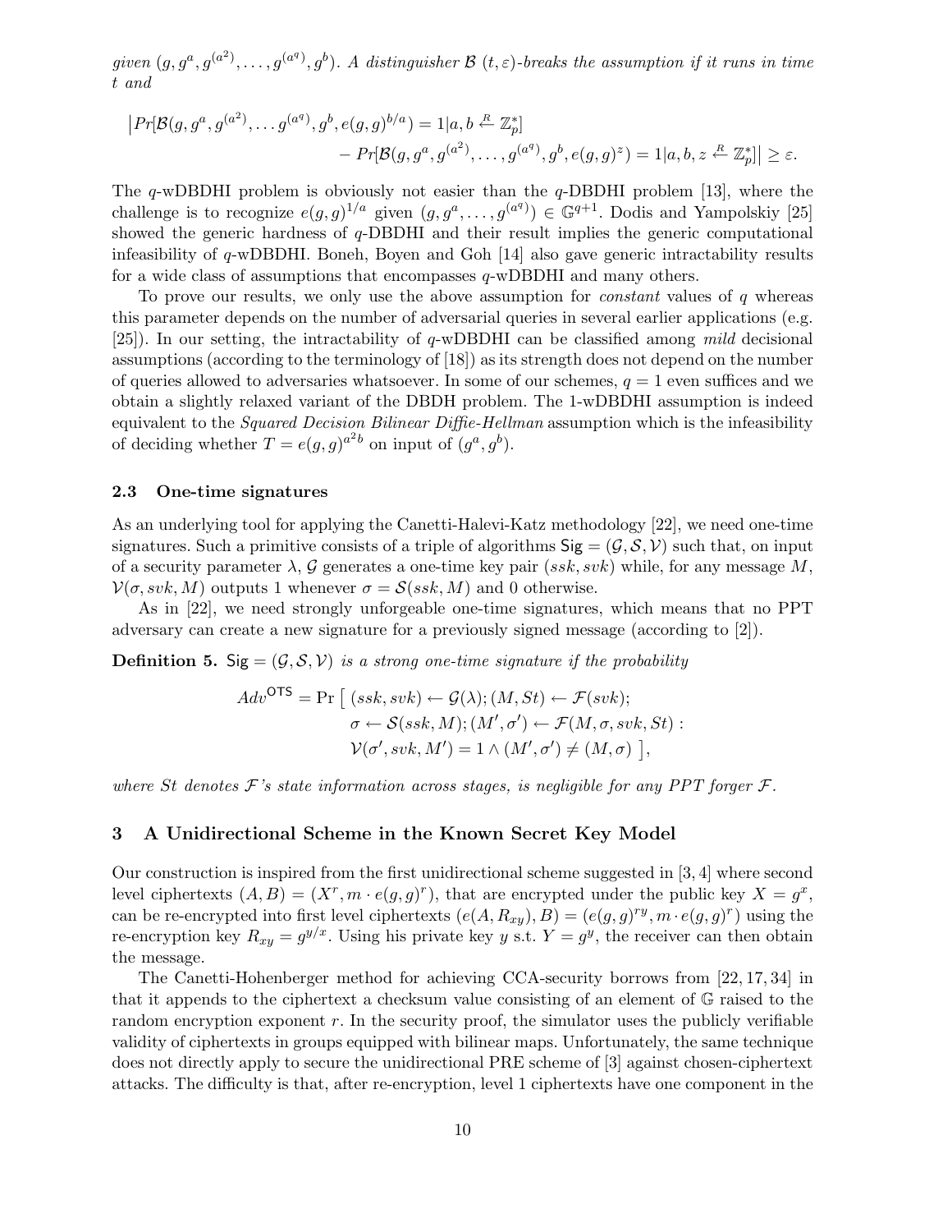*given* $(g, g^a, g^{(a^2)}, \ldots, g^{(a^q)}, g^b)$*. A distinguisher* $\mathcal{B}$ $(t, \varepsilon)$*-breaks the assumption if it runs in time* $t$ *and*

$$\big|Pr[\mathcal{B}(g, g^a, g^{(a^2)}, \ldots g^{(a^q)}, g^b, e(g,g)^{b/a}) = 1 | a, b \xleftarrow{R} \mathbb{Z}_p^*] \\ - Pr[\mathcal{B}(g, g^a, g^{(a^2)}, \ldots, g^{(a^q)}, g^b, e(g,g)^z) = 1 | a, b, z \xleftarrow{R} \mathbb{Z}_p^*]\big| \geq \varepsilon.$$

The $q$-wDBDHI problem is obviously not easier than the $q$-DBDHI problem [13], where the challenge is to recognize $e(g,g)^{1/a}$ given $(g, g^a, \ldots, g^{(a^q)}) \in \mathbb{G}^{q+1}$. Dodis and Yampolskiy [25] showed the generic hardness of $q$-DBDHI and their result implies the generic computational infeasibility of $q$-wDBDHI. Boneh, Boyen and Goh [14] also gave generic intractability results for a wide class of assumptions that encompasses $q$-wDBDHI and many others.

To prove our results, we only use the above assumption for *constant* values of $q$ whereas this parameter depends on the number of adversarial queries in several earlier applications (e.g. [25]). In our setting, the intractability of $q$-wDBDHI can be classified among *mild* decisional assumptions (according to the terminology of [18]) as its strength does not depend on the number of queries allowed to adversaries whatsoever. In some of our schemes, $q = 1$ even suffices and we obtain a slightly relaxed variant of the DBDH problem. The 1-wDBDHI assumption is indeed equivalent to the *Squared Decision Bilinear Diffie-Hellman* assumption which is the infeasibility of deciding whether $T = e(g,g)^{a^2 b}$ on input of $(g^a, g^b)$.

### 2.3 One-time signatures

As an underlying tool for applying the Canetti-Halevi-Katz methodology [22], we need one-time signatures. Such a primitive consists of a triple of algorithms $\mathsf{Sig} = (\mathcal{G}, \mathcal{S}, \mathcal{V})$ such that, on input of a security parameter $\lambda$, $\mathcal{G}$ generates a one-time key pair $(ssk, svk)$ while, for any message $M$, $\mathcal{V}(\sigma, svk, M)$ outputs 1 whenever $\sigma = \mathcal{S}(ssk, M)$ and 0 otherwise.

As in [22], we need strongly unforgeable one-time signatures, which means that no PPT adversary can create a new signature for a previously signed message (according to [2]).

**Definition 5.** $\mathsf{Sig} = (\mathcal{G}, \mathcal{S}, \mathcal{V})$ *is a strong one-time signature if the probability*

$$Adv^{\mathsf{OTS}} = \Pr\big[\,(ssk, svk) \leftarrow \mathcal{G}(\lambda); (M, St) \leftarrow \mathcal{F}(svk); \\ \sigma \leftarrow \mathcal{S}(ssk, M); (M', \sigma') \leftarrow \mathcal{F}(M, \sigma, svk, St) : \\ \mathcal{V}(\sigma', svk, M') = 1 \wedge (M', \sigma') \neq (M, \sigma)\,\big],$$

*where* $St$ *denotes* $\mathcal{F}$*'s state information across stages, is negligible for any PPT forger* $\mathcal{F}$*.*

## 3 A Unidirectional Scheme in the Known Secret Key Model

Our construction is inspired from the first unidirectional scheme suggested in [3, 4] where second level ciphertexts $(A, B) = (X^r, m \cdot e(g,g)^r)$, that are encrypted under the public key $X = g^x$, can be re-encrypted into first level ciphertexts $(e(A, R_{xy}), B) = (e(g,g)^{ry}, m \cdot e(g,g)^r)$ using the re-encryption key $R_{xy} = g^{y/x}$. Using his private key $y$ s.t. $Y = g^y$, the receiver can then obtain the message.

The Canetti-Hohenberger method for achieving CCA-security borrows from [22, 17, 34] in that it appends to the ciphertext a checksum value consisting of an element of $\mathbb{G}$ raised to the random encryption exponent $r$. In the security proof, the simulator uses the publicly verifiable validity of ciphertexts in groups equipped with bilinear maps. Unfortunately, the same technique does not directly apply to secure the unidirectional PRE scheme of [3] against chosen-ciphertext attacks. The difficulty is that, after re-encryption, level 1 ciphertexts have one component in the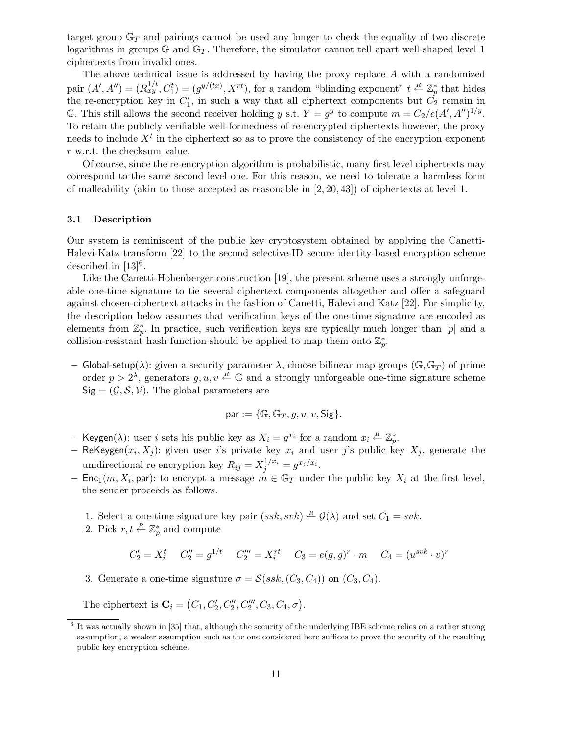target group $\mathbb{G}_T$ and pairings cannot be used any longer to check the equality of two discrete logarithms in groups $\mathbb{G}$ and $\mathbb{G}_T$. Therefore, the simulator cannot tell apart well-shaped level 1 ciphertexts from invalid ones.

The above technical issue is addressed by having the proxy replace $A$ with a randomized pair $(A', A'') = (R_{xy}^{1/t}, C_1^t) = (g^{y/(tx)}, X^{rt})$, for a random "blinding exponent" $t \xleftarrow{R} \mathbb{Z}_p^*$ that hides the re-encryption key in $C_1'$, in such a way that all ciphertext components but $C_2$ remain in $\mathbb{G}$. This still allows the second receiver holding $y$ s.t. $Y = g^y$ to compute $m = C_2/e(A', A'')^{1/y}$. To retain the publicly verifiable well-formedness of re-encrypted ciphertexts however, the proxy needs to include $X^t$ in the ciphertext so as to prove the consistency of the encryption exponent $r$ w.r.t. the checksum value.

Of course, since the re-encryption algorithm is probabilistic, many first level ciphertexts may correspond to the same second level one. For this reason, we need to tolerate a harmless form of malleability (akin to those accepted as reasonable in [2, 20, 43]) of ciphertexts at level 1.

### 3.1 Description

Our system is reminiscent of the public key cryptosystem obtained by applying the Canetti-Halevi-Katz transform [22] to the second selective-ID secure identity-based encryption scheme described in [13][6].

Like the Canetti-Hohenberger construction [19], the present scheme uses a strongly unforgeable one-time signature to tie several ciphertext components altogether and offer a safeguard against chosen-ciphertext attacks in the fashion of Canetti, Halevi and Katz [22]. For simplicity, the description below assumes that verification keys of the one-time signature are encoded as elements from $\mathbb{Z}_p^*$. In practice, such verification keys are typically much longer than $|p|$ and a collision-resistant hash function should be applied to map them onto $\mathbb{Z}_p^*$.

- Global-setup($\lambda$): given a security parameter $\lambda$, choose bilinear map groups $(\mathbb{G}, \mathbb{G}_T)$ of prime order $p > 2^\lambda$, generators $g, u, v \xleftarrow{R} \mathbb{G}$ and a strongly unforgeable one-time signature scheme $\mathsf{Sig} = (\mathcal{G}, \mathcal{S}, \mathcal{V})$. The global parameters are

$$\mathsf{par} := \{\mathbb{G}, \mathbb{G}_T, g, u, v, \mathsf{Sig}\}.$$

- Keygen($\lambda$): user $i$ sets his public key as $X_i = g^{x_i}$ for a random $x_i \xleftarrow{R} \mathbb{Z}_p^*$.
- ReKeygen($x_i, X_j$): given user $i$'s private key $x_i$ and user $j$'s public key $X_j$, generate the unidirectional re-encryption key $R_{ij} = X_j^{1/x_i} = g^{x_j/x_i}$.
- $\mathsf{Enc}_1(m, X_i, \mathsf{par})$: to encrypt a message $m \in \mathbb{G}_T$ under the public key $X_i$ at the first level, the sender proceeds as follows.

  1. Select a one-time signature key pair $(ssk, svk) \xleftarrow{R} \mathcal{G}(\lambda)$ and set $C_1 = svk$.
  2. Pick $r, t \xleftarrow{R} \mathbb{Z}_p^*$ and compute

  $$C_2' = X_i^t \quad C_2'' = g^{1/t} \quad C_2''' = X_i^{rt} \quad C_3 = e(g,g)^r \cdot m \quad C_4 = (u^{svk} \cdot v)^r$$

  3. Generate a one-time signature $\sigma = \mathcal{S}(ssk, (C_3, C_4))$ on $(C_3, C_4)$.

  The ciphertext is $\mathbf{C}_i = (C_1, C_2', C_2'', C_2''', C_3, C_4, \sigma)$.

[6] It was actually shown in [35] that, although the security of the underlying IBE scheme relies on a rather strong assumption, a weaker assumption such as the one considered here suffices to prove the security of the resulting public key encryption scheme.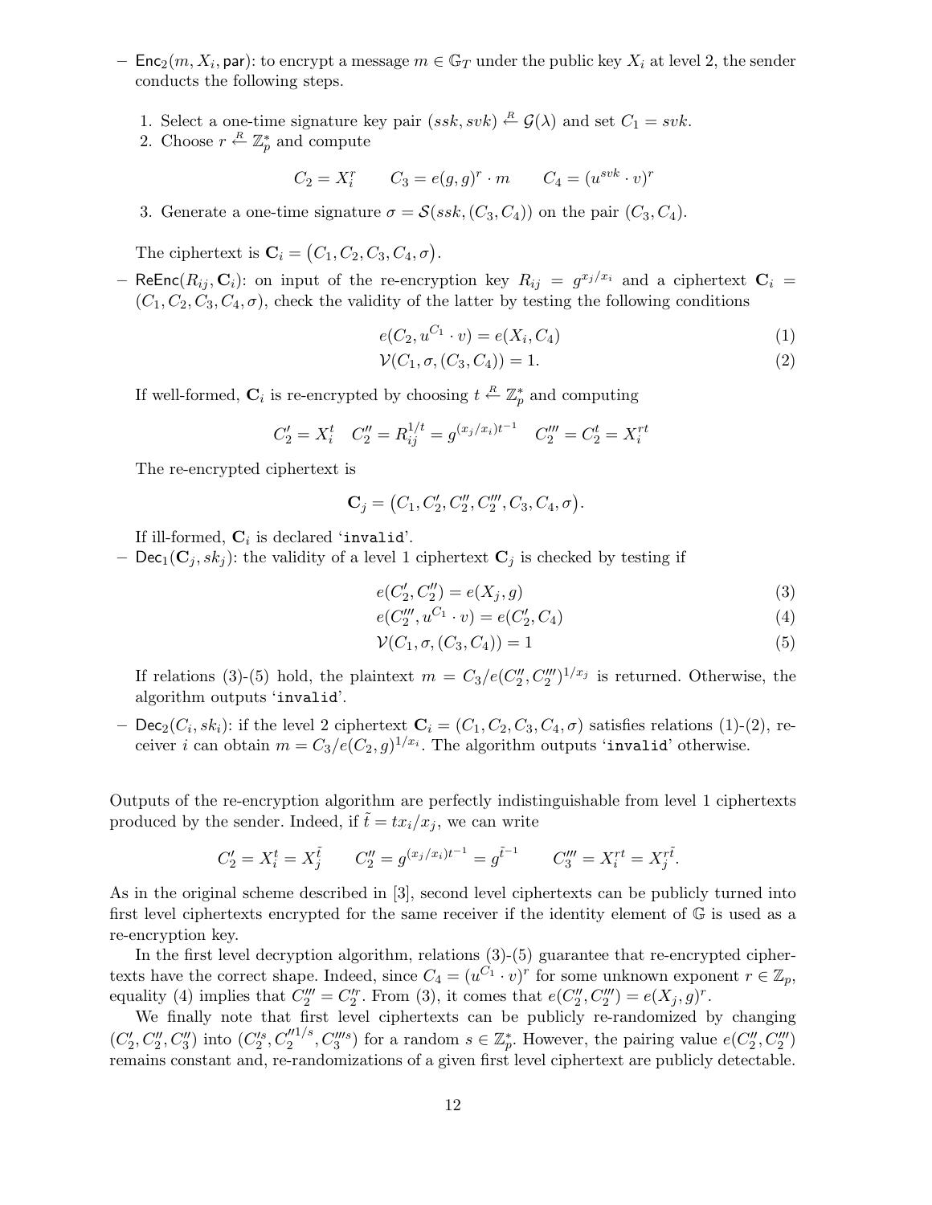- $\mathsf{Enc}_2(m, X_i, \mathsf{par})$: to encrypt a message $m \in \mathbb{G}_T$ under the public key $X_i$ at level 2, the sender conducts the following steps.

  1. Select a one-time signature key pair $(ssk, svk) \xleftarrow{R} \mathcal{G}(\lambda)$ and set $C_1 = svk$.
  2. Choose $r \xleftarrow{R} \mathbb{Z}_p^*$ and compute
  $$C_2 = X_i^r \qquad C_3 = e(g,g)^r \cdot m \qquad C_4 = (u^{svk} \cdot v)^r$$
  3. Generate a one-time signature $\sigma = \mathcal{S}(ssk, (C_3, C_4))$ on the pair $(C_3, C_4)$.

  The ciphertext is $\mathbf{C}_i = \big(C_1, C_2, C_3, C_4, \sigma\big)$.

- $\mathsf{ReEnc}(R_{ij}, \mathbf{C}_i)$: on input of the re-encryption key $R_{ij} = g^{x_j/x_i}$ and a ciphertext $\mathbf{C}_i = (C_1, C_2, C_3, C_4, \sigma)$, check the validity of the latter by testing the following conditions
  $$e(C_2, u^{C_1} \cdot v) = e(X_i, C_4) \tag{1}$$
  $$\mathcal{V}(C_1, \sigma, (C_3, C_4)) = 1. \tag{2}$$

  If well-formed, $\mathbf{C}_i$ is re-encrypted by choosing $t \xleftarrow{R} \mathbb{Z}_p^*$ and computing
  $$C_2' = X_i^t \quad C_2'' = R_{ij}^{1/t} = g^{(x_j/x_i)t^{-1}} \quad C_2''' = C_2^t = X_i^{rt}$$
  The re-encrypted ciphertext is
  $$\mathbf{C}_j = \big(C_1, C_2', C_2'', C_2''', C_3, C_4, \sigma\big).$$
  If ill-formed, $\mathbf{C}_i$ is declared '`invalid`'.

- $\mathsf{Dec}_1(\mathbf{C}_j, sk_j)$: the validity of a level 1 ciphertext $\mathbf{C}_j$ is checked by testing if
  $$e(C_2', C_2'') = e(X_j, g) \tag{3}$$
  $$e(C_2''', u^{C_1} \cdot v) = e(C_2', C_4) \tag{4}$$
  $$\mathcal{V}(C_1, \sigma, (C_3, C_4)) = 1 \tag{5}$$
  If relations (3)-(5) hold, the plaintext $m = C_3 / e(C_2'', C_2''')^{1/x_j}$ is returned. Otherwise, the algorithm outputs '`invalid`'.

- $\mathsf{Dec}_2(C_i, sk_i)$: if the level 2 ciphertext $\mathbf{C}_i = (C_1, C_2, C_3, C_4, \sigma)$ satisfies relations (1)-(2), receiver $i$ can obtain $m = C_3 / e(C_2, g)^{1/x_i}$. The algorithm outputs '`invalid`' otherwise.

Outputs of the re-encryption algorithm are perfectly indistinguishable from level 1 ciphertexts produced by the sender. Indeed, if $\tilde{t} = t x_i / x_j$, we can write
$$C_2' = X_i^t = X_j^{\tilde{t}} \qquad C_2'' = g^{(x_j/x_i)t^{-1}} = g^{\tilde{t}^{-1}} \qquad C_3''' = X_i^{rt} = X_j^{r\tilde{t}}.$$
As in the original scheme described in [3], second level ciphertexts can be publicly turned into first level ciphertexts encrypted for the same receiver if the identity element of $\mathbb{G}$ is used as a re-encryption key.

In the first level decryption algorithm, relations (3)-(5) guarantee that re-encrypted ciphertexts have the correct shape. Indeed, since $C_4 = (u^{C_1} \cdot v)^r$ for some unknown exponent $r \in \mathbb{Z}_p$, equality (4) implies that $C_2''' = C_2'^r$. From (3), it comes that $e(C_2'', C_2''') = e(X_j, g)^r$.

We finally note that first level ciphertexts can be publicly re-randomized by changing $(C_2', C_2'', C_3'')$ into $(C_2'^s, C_2''^{1/s}, C_3'''^s)$ for a random $s \in \mathbb{Z}_p^*$. However, the pairing value $e(C_2'', C_2''')$ remains constant and, re-randomizations of a given first level ciphertext are publicly detectable.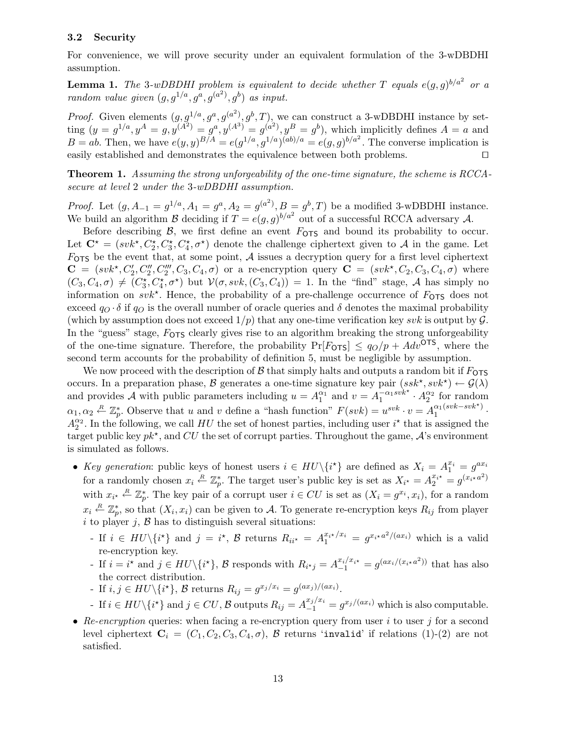### 3.2 Security

For convenience, we will prove security under an equivalent formulation of the 3-wDBDHI assumption.

**Lemma 1.** *The 3-wDBDHI problem is equivalent to decide whether $T$ equals $e(g,g)^{b/a^2}$ or a random value given $(g, g^{1/a}, g^a, g^{(a^2)}, g^b)$ as input.*

*Proof.* Given elements $(g, g^{1/a}, g^a, g^{(a^2)}, g^b, T)$, we can construct a 3-wDBDHI instance by setting $(y = g^{1/a}, y^A = g, y^{(A^2)} = g^a, y^{(A^3)} = g^{(a^2)}, y^B = g^b)$, which implicitly defines $A = a$ and $B = ab$. Then, we have $e(y,y)^{B/A} = e(g^{1/a}, g^{1/a})^{(ab)/a} = e(g,g)^{b/a^2}$. The converse implication is easily established and demonstrates the equivalence between both problems. ◻

**Theorem 1.** *Assuming the strong unforgeability of the one-time signature, the scheme is RCCA-secure at level 2 under the 3-wDBDHI assumption.*

*Proof.* Let $(g, A_{-1} = g^{1/a}, A_1 = g^a, A_2 = g^{(a^2)}, B = g^b, T)$ be a modified 3-wDBDHI instance. We build an algorithm $\mathcal{B}$ deciding if $T = e(g,g)^{b/a^2}$ out of a successful RCCA adversary $\mathcal{A}$.

Before describing $\mathcal{B}$, we first define an event $F_{\mathsf{OTS}}$ and bound its probability to occur. Let $\mathbf{C}^\star = (svk^\star, C_2^\star, C_3^\star, C_4^\star, \sigma^\star)$ denote the challenge ciphertext given to $\mathcal{A}$ in the game. Let $F_{\mathsf{OTS}}$ be the event that, at some point, $\mathcal{A}$ issues a decryption query for a first level ciphertext $\mathbf{C} = (svk^\star, C_2', C_2'', C_2''', C_3, C_4, \sigma)$ or a re-encryption query $\mathbf{C} = (svk^\star, C_2, C_3, C_4, \sigma)$ where $(C_3, C_4, \sigma) \neq (C_3^\star, C_4^\star, \sigma^\star)$ but $\mathcal{V}(\sigma, svk, (C_3, C_4)) = 1$. In the "find" stage, $\mathcal{A}$ has simply no information on $svk^\star$. Hence, the probability of a pre-challenge occurrence of $F_{\mathsf{OTS}}$ does not exceed $q_O \cdot \delta$ if $q_O$ is the overall number of oracle queries and $\delta$ denotes the maximal probability (which by assumption does not exceed $1/p$) that any one-time verification key $svk$ is output by $\mathcal{G}$. In the "guess" stage, $F_{\mathsf{OTS}}$ clearly gives rise to an algorithm breaking the strong unforgeability of the one-time signature. Therefore, the probability $\Pr[F_{\mathsf{OTS}}] \leq q_O/p + Adv^{\mathsf{OTS}}$, where the second term accounts for the probability of definition 5, must be negligible by assumption.

We now proceed with the description of $\mathcal{B}$ that simply halts and outputs a random bit if $F_{\mathsf{OTS}}$ occurs. In a preparation phase, $\mathcal{B}$ generates a one-time signature key pair $(ssk^\star, svk^\star) \leftarrow \mathcal{G}(\lambda)$ and provides $\mathcal{A}$ with public parameters including $u = A_1^{\alpha_1}$ and $v = A_1^{-\alpha_1 svk^\star} \cdot A_2^{\alpha_2}$ for random $\alpha_1, \alpha_2 \xleftarrow{R} \mathbb{Z}_p^*$. Observe that $u$ and $v$ define a "hash function" $F(svk) = u^{svk} \cdot v = A_1^{\alpha_1(svk - svk^\star)} \cdot A_2^{\alpha_2}$. In the following, we call $HU$ the set of honest parties, including user $i^\star$ that is assigned the target public key $pk^\star$, and $CU$ the set of corrupt parties. Throughout the game, $\mathcal{A}$'s environment is simulated as follows.

- *Key generation*: public keys of honest users $i \in HU \backslash \{i^\star\}$ are defined as $X_i = A_1^{x_i} = g^{ax_i}$ for a randomly chosen $x_i \xleftarrow{R} \mathbb{Z}_p^*$. The target user's public key is set as $X_{i^\star} = A_2^{x_{i^\star}} = g^{(x_{i^\star} a^2)}$ with $x_{i^\star} \xleftarrow{R} \mathbb{Z}_p^*$. The key pair of a corrupt user $i \in CU$ is set as $(X_i = g^{x_i}, x_i)$, for a random $x_i \xleftarrow{R} \mathbb{Z}_p^*$, so that $(X_i, x_i)$ can be given to $\mathcal{A}$. To generate re-encryption keys $R_{ij}$ from player $i$ to player $j$, $\mathcal{B}$ has to distinguish several situations:
  - If $i \in HU \backslash \{i^\star\}$ and $j = i^\star$, $\mathcal{B}$ returns $R_{ii^\star} = A_1^{x_{i^\star}/x_i} = g^{x_{i^\star} a^2/(ax_i)}$ which is a valid re-encryption key.
  - If $i = i^\star$ and $j \in HU \backslash \{i^\star\}$, $\mathcal{B}$ responds with $R_{i^\star j} = A_{-1}^{x_i/x_{i^\star}} = g^{(ax_i/(x_{i^\star} a^2))}$ that has also the correct distribution.
  - If $i, j \in HU \backslash \{i^\star\}$, $\mathcal{B}$ returns $R_{ij} = g^{x_j/x_i} = g^{(ax_j)/(ax_i)}$.
  - If $i \in HU \backslash \{i^\star\}$ and $j \in CU$, $\mathcal{B}$ outputs $R_{ij} = A_{-1}^{x_j/x_i} = g^{x_j/(ax_i)}$ which is also computable.
- *Re-encryption* queries: when facing a re-encryption query from user $i$ to user $j$ for a second level ciphertext $\mathbf{C}_i = (C_1, C_2, C_3, C_4, \sigma)$, $\mathcal{B}$ returns '`invalid`' if relations (1)-(2) are not satisfied.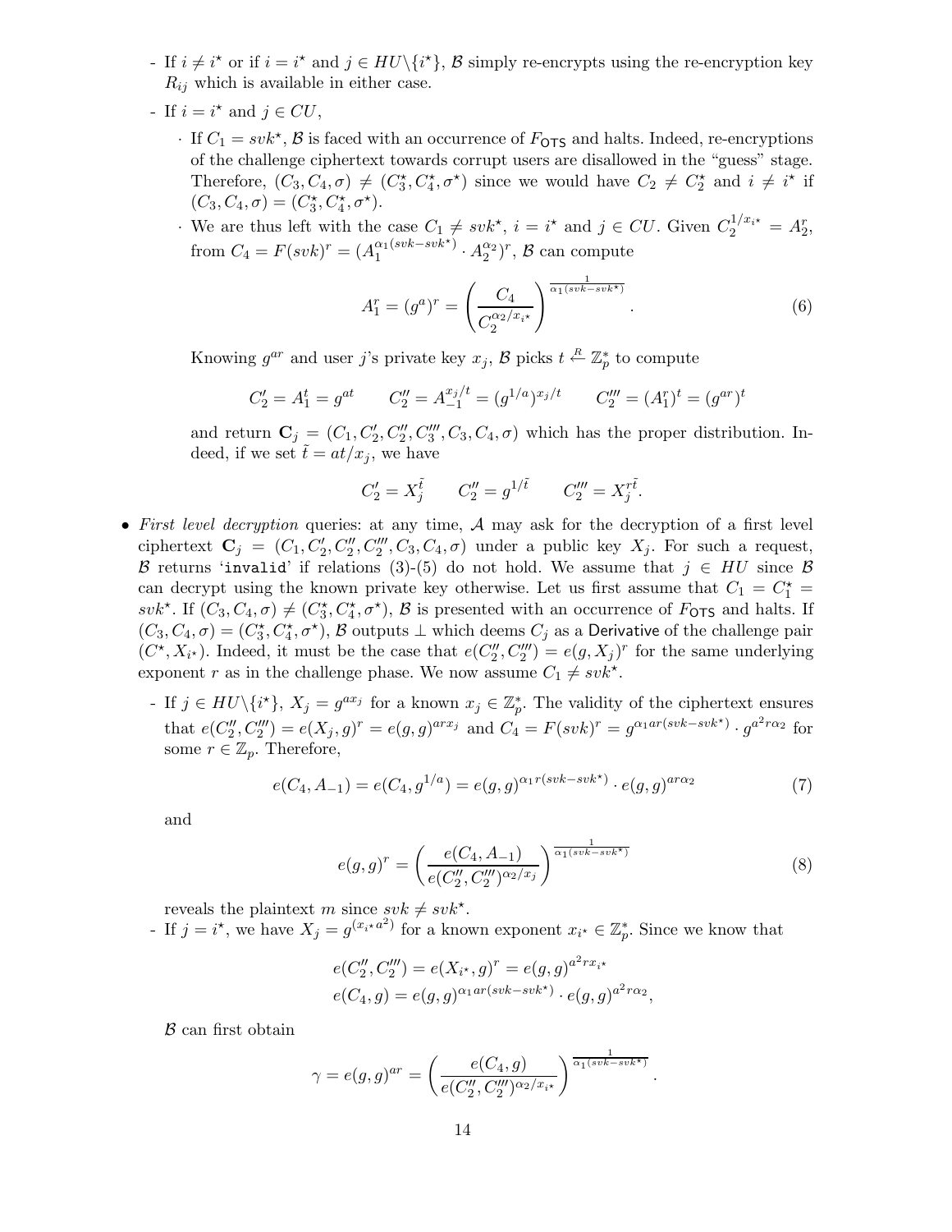- If $i \neq i^\star$ or if $i = i^\star$ and $j \in HU \backslash \{i^\star\}$, $\mathcal{B}$ simply re-encrypts using the re-encryption key $R_{ij}$ which is available in either case.
  - If $i = i^\star$ and $j \in CU$,
    - If $C_1 = svk^\star$, $\mathcal{B}$ is faced with an occurrence of $F_{\mathsf{OTS}}$ and halts. Indeed, re-encryptions of the challenge ciphertext towards corrupt users are disallowed in the "guess" stage. Therefore, $(C_3, C_4, \sigma) \neq (C_3^\star, C_4^\star, \sigma^\star)$ since we would have $C_2 \neq C_2^\star$ and $i \neq i^\star$ if $(C_3, C_4, \sigma) = (C_3^\star, C_4^\star, \sigma^\star)$.
    - We are thus left with the case $C_1 \neq svk^\star$, $i = i^\star$ and $j \in CU$. Given $C_2^{1/x_{i^\star}} = A_2^r$, from $C_4 = F(svk)^r = (A_1^{\alpha_1(svk - svk^\star)} \cdot A_2^{\alpha_2})^r$, $\mathcal{B}$ can compute

$$A_1^r = (g^a)^r = \left( \frac{C_4}{C_2^{\alpha_2/x_{i^\star}}} \right)^{\frac{1}{\alpha_1(svk - svk^\star)}}. \tag{6}$$

      Knowing $g^{ar}$ and user $j$'s private key $x_j$, $\mathcal{B}$ picks $t \xleftarrow{R} \mathbb{Z}_p^*$ to compute

$$C_2' = A_1^t = g^{at} \qquad C_2'' = A_{-1}^{x_j/t} = (g^{1/a})^{x_j/t} \qquad C_2''' = (A_1^r)^t = (g^{ar})^t$$

      and return $\mathbf{C}_j = (C_1, C_2', C_2'', C_3''', C_3, C_4, \sigma)$ which has the proper distribution. Indeed, if we set $\tilde{t} = at/x_j$, we have

$$C_2' = X_j^{\tilde{t}} \qquad C_2'' = g^{1/\tilde{t}} \qquad C_2''' = X_j^{r\tilde{t}}.$$

- *First level decryption* queries: at any time, $\mathcal{A}$ may ask for the decryption of a first level ciphertext $\mathbf{C}_j = (C_1, C_2', C_2'', C_2''', C_3, C_4, \sigma)$ under a public key $X_j$. For such a request, $\mathcal{B}$ returns '`invalid`' if relations (3)-(5) do not hold. We assume that $j \in HU$ since $\mathcal{B}$ can decrypt using the known private key otherwise. Let us first assume that $C_1 = C_1^\star = svk^\star$. If $(C_3, C_4, \sigma) \neq (C_3^\star, C_4^\star, \sigma^\star)$, $\mathcal{B}$ is presented with an occurrence of $F_{\mathsf{OTS}}$ and halts. If $(C_3, C_4, \sigma) = (C_3^\star, C_4^\star, \sigma^\star)$, $\mathcal{B}$ outputs $\perp$ which deems $C_j$ as a $\mathsf{Derivative}$ of the challenge pair $(C^\star, X_{i^\star})$. Indeed, it must be the case that $e(C_2'', C_2''') = e(g, X_j)^r$ for the same underlying exponent $r$ as in the challenge phase. We now assume $C_1 \neq svk^\star$.
  - If $j \in HU \backslash \{i^\star\}$, $X_j = g^{ax_j}$ for a known $x_j \in \mathbb{Z}_p^*$. The validity of the ciphertext ensures that $e(C_2'', C_2''') = e(X_j, g)^r = e(g, g)^{arx_j}$ and $C_4 = F(svk)^r = g^{\alpha_1 ar(svk - svk^\star)} \cdot g^{a^2 r\alpha_2}$ for some $r \in \mathbb{Z}_p$. Therefore,

$$e(C_4, A_{-1}) = e(C_4, g^{1/a}) = e(g, g)^{\alpha_1 r(svk - svk^\star)} \cdot e(g, g)^{ar\alpha_2} \tag{7}$$

    and

$$e(g, g)^r = \left( \frac{e(C_4, A_{-1})}{e(C_2'', C_2''')^{\alpha_2/x_j}} \right)^{\frac{1}{\alpha_1(svk - svk^\star)}} \tag{8}$$

    reveals the plaintext $m$ since $svk \neq svk^\star$.
  - If $j = i^\star$, we have $X_j = g^{(x_{i^\star} a^2)}$ for a known exponent $x_{i^\star} \in \mathbb{Z}_p^*$. Since we know that

$$e(C_2'', C_2''') = e(X_{i^\star}, g)^r = e(g, g)^{a^2 r x_{i^\star}}$$
$$e(C_4, g) = e(g, g)^{\alpha_1 ar(svk - svk^\star)} \cdot e(g, g)^{a^2 r\alpha_2},$$

    $\mathcal{B}$ can first obtain

$$\gamma = e(g, g)^{ar} = \left( \frac{e(C_4, g)}{e(C_2'', C_2''')^{\alpha_2/x_{i^\star}}} \right)^{\frac{1}{\alpha_1(svk - svk^\star)}}.$$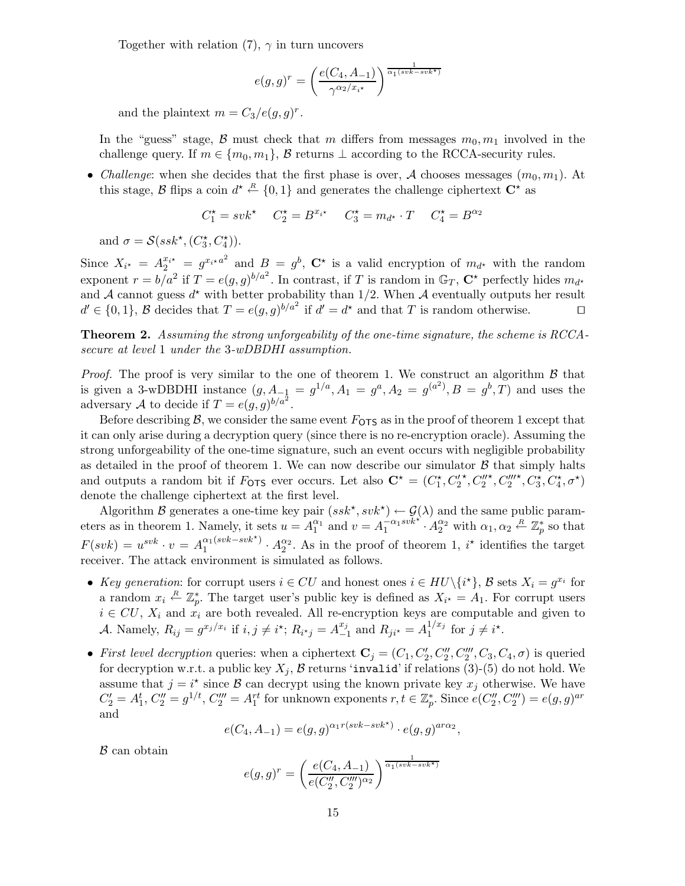Together with relation (7), $\gamma$ in turn uncovers

$$e(g,g)^r = \left( \frac{e(C_4, A_{-1})}{\gamma^{\alpha_2 / x_{i^\star}}} \right)^{\frac{1}{\alpha_1 (svk - svk^\star)}}$$

and the plaintext $m = C_3 / e(g,g)^r$.

In the "guess" stage, $\mathcal{B}$ must check that $m$ differs from messages $m_0, m_1$ involved in the challenge query. If $m \in \{m_0, m_1\}$, $\mathcal{B}$ returns $\perp$ according to the RCCA-security rules.

- *Challenge*: when she decides that the first phase is over, $\mathcal{A}$ chooses messages $(m_0, m_1)$. At this stage, $\mathcal{B}$ flips a coin $d^\star \stackrel{R}{\leftarrow} \{0,1\}$ and generates the challenge ciphertext $\mathbf{C}^\star$ as

$$C_1^\star = svk^\star \quad C_2^\star = B^{x_{i^\star}} \quad C_3^\star = m_{d^\star} \cdot T \quad C_4^\star = B^{\alpha_2}$$

and $\sigma = \mathcal{S}(ssk^\star, (C_3^\star, C_4^\star))$.

Since $X_{i^\star} = A_2^{x_{i^\star}} = g^{x_{i^\star} a^2}$ and $B = g^b$, $\mathbf{C}^\star$ is a valid encryption of $m_{d^\star}$ with the random exponent $r = b/a^2$ if $T = e(g,g)^{b/a^2}$. In contrast, if $T$ is random in $\mathbb{G}_T$, $\mathbf{C}^\star$ perfectly hides $m_{d^\star}$ and $\mathcal{A}$ cannot guess $d^\star$ with better probability than 1/2. When $\mathcal{A}$ eventually outputs her result $d' \in \{0,1\}$, $\mathcal{B}$ decides that $T = e(g,g)^{b/a^2}$ if $d' = d^\star$ and that $T$ is random otherwise. $\square$

**Theorem 2.** *Assuming the strong unforgeability of the one-time signature, the scheme is RCCA-secure at level* 1 *under the* 3*-wDBDHI assumption.*

*Proof.* The proof is very similar to the one of theorem 1. We construct an algorithm $\mathcal{B}$ that is given a 3-wDBDHI instance $(g, A_{-1} = g^{1/a}, A_1 = g^a, A_2 = g^{(a^2)}, B = g^b, T)$ and uses the adversary $\mathcal{A}$ to decide if $T = e(g,g)^{b/a^2}$.

Before describing $\mathcal{B}$, we consider the same event $F_{\mathsf{OTS}}$ as in the proof of theorem 1 except that it can only arise during a decryption query (since there is no re-encryption oracle). Assuming the strong unforgeability of the one-time signature, such an event occurs with negligible probability as detailed in the proof of theorem 1. We can now describe our simulator $\mathcal{B}$ that simply halts and outputs a random bit if $F_{\mathsf{OTS}}$ ever occurs. Let also $\mathbf{C}^\star = (C_1^\star, C_2'^\star, C_2''^\star, C_2'''^\star, C_3^\star, C_4^\star, \sigma^\star)$ denote the challenge ciphertext at the first level.

Algorithm $\mathcal{B}$ generates a one-time key pair $(ssk^\star, svk^\star) \leftarrow \mathcal{G}(\lambda)$ and the same public parameters as in theorem 1. Namely, it sets $u = A_1^{\alpha_1}$ and $v = A_1^{-\alpha_1 svk^\star} \cdot A_2^{\alpha_2}$ with $\alpha_1, \alpha_2 \stackrel{R}{\leftarrow} \mathbb{Z}_p^*$ so that $F(svk) = u^{svk} \cdot v = A_1^{\alpha_1(svk - svk^\star)} \cdot A_2^{\alpha_2}$. As in the proof of theorem 1, $i^\star$ identifies the target receiver. The attack environment is simulated as follows.

- *Key generation*: for corrupt users $i \in CU$ and honest ones $i \in HU \backslash \{i^\star\}$, $\mathcal{B}$ sets $X_i = g^{x_i}$ for a random $x_i \stackrel{R}{\leftarrow} \mathbb{Z}_p^*$. The target user's public key is defined as $X_{i^\star} = A_1$. For corrupt users $i \in CU$, $X_i$ and $x_i$ are both revealed. All re-encryption keys are computable and given to $\mathcal{A}$. Namely, $R_{ij} = g^{x_j / x_i}$ if $i, j \neq i^\star$; $R_{i^\star j} = A_{-1}^{x_j}$ and $R_{j i^\star} = A_1^{1/x_j}$ for $j \neq i^\star$.
- *First level decryption* queries: when a ciphertext $\mathbf{C}_j = (C_1, C_2', C_2'', C_2''', C_3, C_4, \sigma)$ is queried for decryption w.r.t. a public key $X_j$, $\mathcal{B}$ returns '`invalid`' if relations (3)-(5) do not hold. We assume that $j = i^\star$ since $\mathcal{B}$ can decrypt using the known private key $x_j$ otherwise. We have $C_2' = A_1^t$, $C_2'' = g^{1/t}$, $C_2''' = A_1^{rt}$ for unknown exponents $r, t \in \mathbb{Z}_p^*$. Since $e(C_2'', C_2''') = e(g,g)^{ar}$ and

$$e(C_4, A_{-1}) = e(g,g)^{\alpha_1 r (svk - svk^\star)} \cdot e(g,g)^{a r \alpha_2},$$

$\mathcal{B}$ can obtain

$$e(g,g)^r = \left( \frac{e(C_4, A_{-1})}{e(C_2'', C_2''')^{\alpha_2}} \right)^{\frac{1}{\alpha_1 (svk - svk^\star)}}$$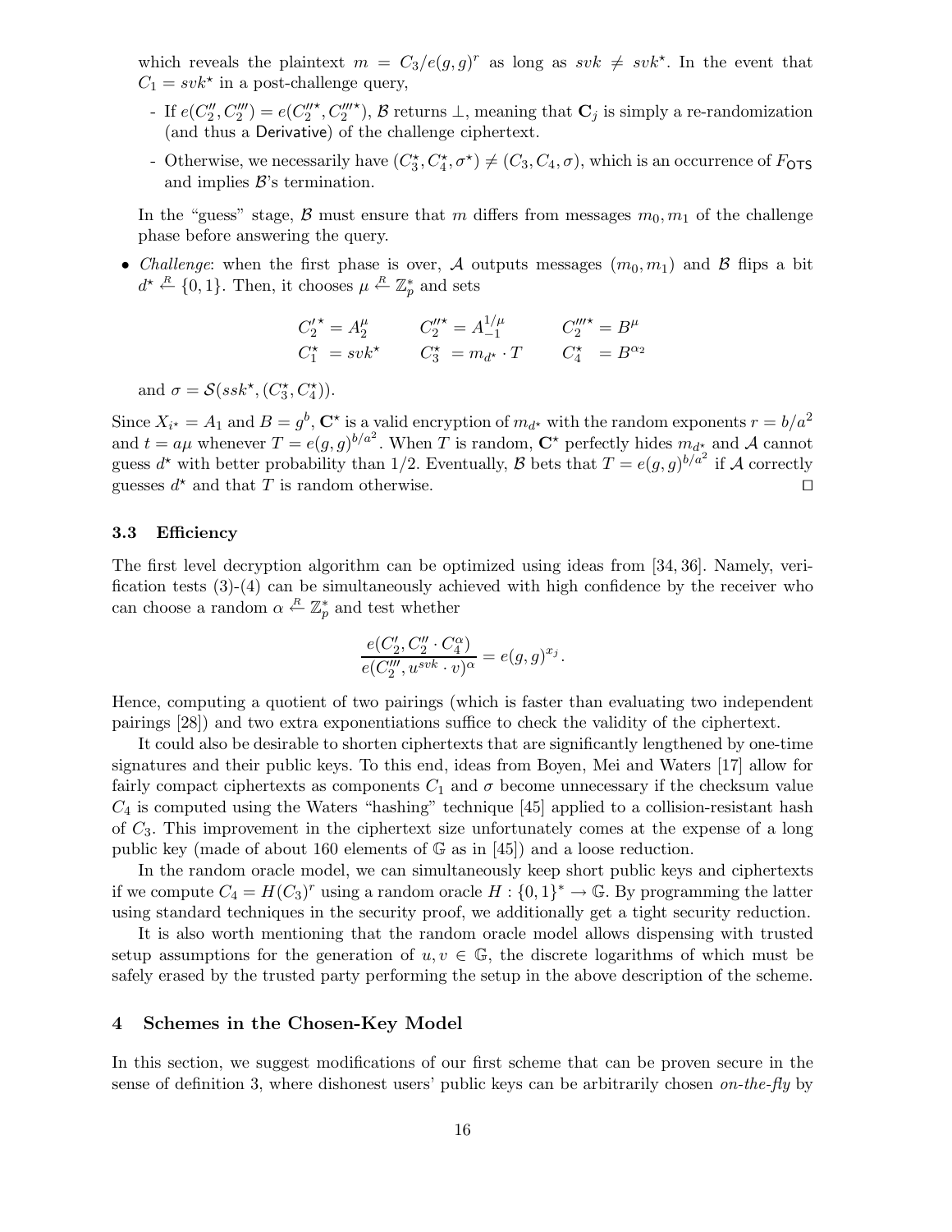which reveals the plaintext $m = C_3/e(g,g)^r$ as long as $svk \neq svk^\star$. In the event that $C_1 = svk^\star$ in a post-challenge query,

- If $e(C_2'', C_2''') = e(C_2''^\star, C_2'''^\star)$, $\mathcal{B}$ returns $\perp$, meaning that $\mathbf{C}_j$ is simply a re-randomization (and thus a Derivative) of the challenge ciphertext.
- Otherwise, we necessarily have $(C_3^\star, C_4^\star, \sigma^\star) \neq (C_3, C_4, \sigma)$, which is an occurrence of $F_{\mathsf{OTS}}$ and implies $\mathcal{B}$'s termination.

In the "guess" stage, $\mathcal{B}$ must ensure that $m$ differs from messages $m_0, m_1$ of the challenge phase before answering the query.

- *Challenge*: when the first phase is over, $\mathcal{A}$ outputs messages $(m_0, m_1)$ and $\mathcal{B}$ flips a bit $d^\star \stackrel{R}{\leftarrow} \{0,1\}$. Then, it chooses $\mu \stackrel{R}{\leftarrow} \mathbb{Z}_p^*$ and sets

$$C_2'^\star = A_2^\mu \qquad C_2''^\star = A_{-1}^{1/\mu} \qquad C_2'''^\star = B^\mu$$
$$C_1^\star = svk^\star \qquad C_3^\star = m_{d^\star} \cdot T \qquad C_4^\star = B^{\alpha_2}$$

and $\sigma = \mathcal{S}(ssk^\star, (C_3^\star, C_4^\star))$.

Since $X_{i^\star} = A_1$ and $B = g^b$, $\mathbf{C}^\star$ is a valid encryption of $m_{d^\star}$ with the random exponents $r = b/a^2$ and $t = a\mu$ whenever $T = e(g,g)^{b/a^2}$. When $T$ is random, $\mathbf{C}^\star$ perfectly hides $m_{d^\star}$ and $\mathcal{A}$ cannot guess $d^\star$ with better probability than 1/2. Eventually, $\mathcal{B}$ bets that $T = e(g,g)^{b/a^2}$ if $\mathcal{A}$ correctly guesses $d^\star$ and that $T$ is random otherwise. $\square$

### 3.3 Efficiency

The first level decryption algorithm can be optimized using ideas from [34, 36]. Namely, verification tests (3)-(4) can be simultaneously achieved with high confidence by the receiver who can choose a random $\alpha \stackrel{R}{\leftarrow} \mathbb{Z}_p^*$ and test whether

$$\frac{e(C_2', C_2'' \cdot C_4^\alpha)}{e(C_2''', u^{svk} \cdot v)^\alpha} = e(g,g)^{x_j}.$$

Hence, computing a quotient of two pairings (which is faster than evaluating two independent pairings [28]) and two extra exponentiations suffice to check the validity of the ciphertext.

It could also be desirable to shorten ciphertexts that are significantly lengthened by one-time signatures and their public keys. To this end, ideas from Boyen, Mei and Waters [17] allow for fairly compact ciphertexts as components $C_1$ and $\sigma$ become unnecessary if the checksum value $C_4$ is computed using the Waters "hashing" technique [45] applied to a collision-resistant hash of $C_3$. This improvement in the ciphertext size unfortunately comes at the expense of a long public key (made of about 160 elements of $\mathbb{G}$ as in [45]) and a loose reduction.

In the random oracle model, we can simultaneously keep short public keys and ciphertexts if we compute $C_4 = H(C_3)^r$ using a random oracle $H : \{0,1\}^* \rightarrow \mathbb{G}$. By programming the latter using standard techniques in the security proof, we additionally get a tight security reduction.

It is also worth mentioning that the random oracle model allows dispensing with trusted setup assumptions for the generation of $u, v \in \mathbb{G}$, the discrete logarithms of which must be safely erased by the trusted party performing the setup in the above description of the scheme.

## 4 Schemes in the Chosen-Key Model

In this section, we suggest modifications of our first scheme that can be proven secure in the sense of definition 3, where dishonest users' public keys can be arbitrarily chosen *on-the-fly* by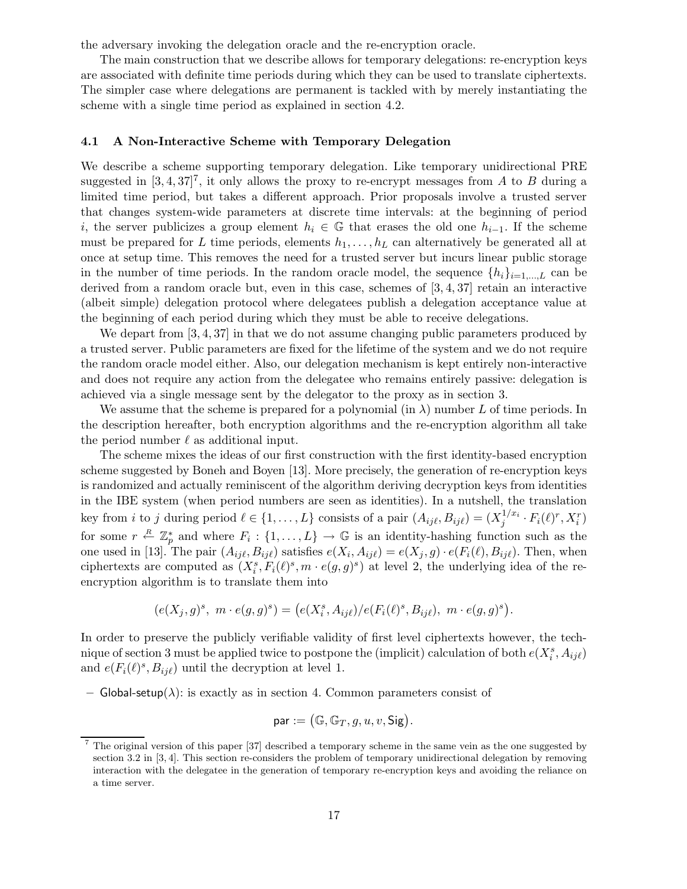the adversary invoking the delegation oracle and the re-encryption oracle.

The main construction that we describe allows for temporary delegations: re-encryption keys are associated with definite time periods during which they can be used to translate ciphertexts. The simpler case where delegations are permanent is tackled with by merely instantiating the scheme with a single time period as explained in section 4.2.

### 4.1 A Non-Interactive Scheme with Temporary Delegation

We describe a scheme supporting temporary delegation. Like temporary unidirectional PRE suggested in [3, 4, 37][7], it only allows the proxy to re-encrypt messages from $A$ to $B$ during a limited time period, but takes a different approach. Prior proposals involve a trusted server that changes system-wide parameters at discrete time intervals: at the beginning of period $i$, the server publicizes a group element $h_i \in \mathbb{G}$ that erases the old one $h_{i-1}$. If the scheme must be prepared for $L$ time periods, elements $h_1, \ldots, h_L$ can alternatively be generated all at once at setup time. This removes the need for a trusted server but incurs linear public storage in the number of time periods. In the random oracle model, the sequence $\{h_i\}_{i=1,\ldots,L}$ can be derived from a random oracle but, even in this case, schemes of [3, 4, 37] retain an interactive (albeit simple) delegation protocol where delegatees publish a delegation acceptance value at the beginning of each period during which they must be able to receive delegations.

We depart from [3, 4, 37] in that we do not assume changing public parameters produced by a trusted server. Public parameters are fixed for the lifetime of the system and we do not require the random oracle model either. Also, our delegation mechanism is kept entirely non-interactive and does not require any action from the delegatee who remains entirely passive: delegation is achieved via a single message sent by the delegator to the proxy as in section 3.

We assume that the scheme is prepared for a polynomial (in $\lambda$) number $L$ of time periods. In the description hereafter, both encryption algorithms and the re-encryption algorithm all take the period number $\ell$ as additional input.

The scheme mixes the ideas of our first construction with the first identity-based encryption scheme suggested by Boneh and Boyen [13]. More precisely, the generation of re-encryption keys is randomized and actually reminiscent of the algorithm deriving decryption keys from identities in the IBE system (when period numbers are seen as identities). In a nutshell, the translation key from $i$ to $j$ during period $\ell \in \{1, \ldots, L\}$ consists of a pair $(A_{ij\ell}, B_{ij\ell}) = (X_j^{1/x_i} \cdot F_i(\ell)^r, X_i^r)$ for some $r \stackrel{R}{\leftarrow} \mathbb{Z}_p^*$ and where $F_i : \{1, \ldots, L\} \rightarrow \mathbb{G}$ is an identity-hashing function such as the one used in [13]. The pair $(A_{ij\ell}, B_{ij\ell})$ satisfies $e(X_i, A_{ij\ell}) = e(X_j, g) \cdot e(F_i(\ell), B_{ij\ell})$. Then, when ciphertexts are computed as $(X_i^s, F_i(\ell)^s, m \cdot e(g, g)^s)$ at level 2, the underlying idea of the re-encryption algorithm is to translate them into

$$(e(X_j, g)^s,\ m \cdot e(g, g)^s) = \big(e(X_i^s, A_{ij\ell})/e(F_i(\ell)^s, B_{ij\ell}),\ m \cdot e(g, g)^s\big).$$

In order to preserve the publicly verifiable validity of first level ciphertexts however, the technique of section 3 must be applied twice to postpone the (implicit) calculation of both $e(X_i^s, A_{ij\ell})$ and $e(F_i(\ell)^s, B_{ij\ell})$ until the decryption at level 1.

– Global-setup($\lambda$): is exactly as in section 4. Common parameters consist of

$$\mathsf{par} := \big(\mathbb{G}, \mathbb{G}_T, g, u, v, \mathsf{Sig}\big).$$

[7] The original version of this paper [37] described a temporary scheme in the same vein as the one suggested by section 3.2 in [3, 4]. This section re-considers the problem of temporary unidirectional delegation by removing interaction with the delegatee in the generation of temporary re-encryption keys and avoiding the reliance on a time server.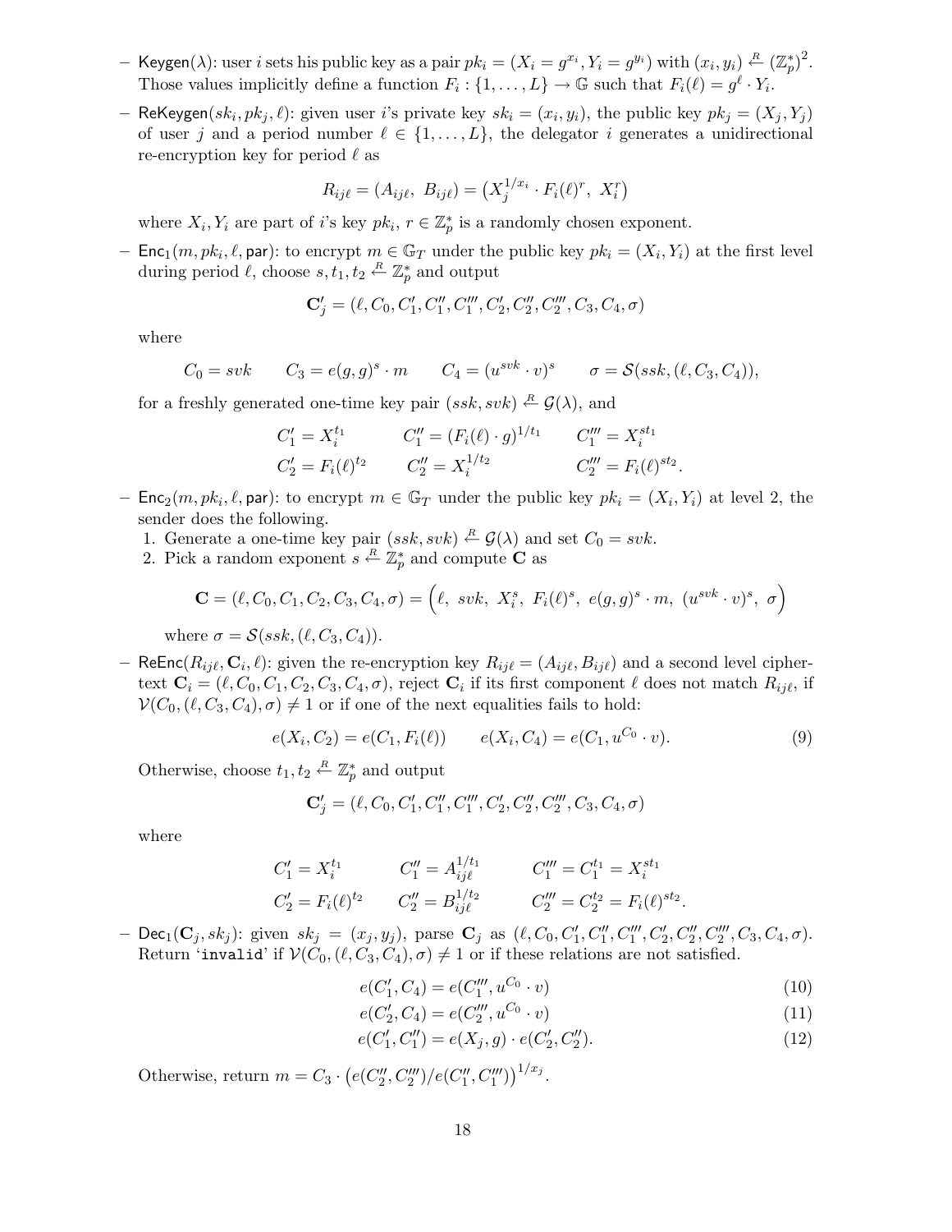– $\mathsf{Keygen}(\lambda)$: user $i$ sets his public key as a pair $pk_i = (X_i = g^{x_i}, Y_i = g^{y_i})$ with $(x_i, y_i) \stackrel{R}{\leftarrow} (\mathbb{Z}_p^*)^2$. Those values implicitly define a function $F_i : \{1, \ldots, L\} \rightarrow \mathbb{G}$ such that $F_i(\ell) = g^\ell \cdot Y_i$.

– $\mathsf{ReKeygen}(sk_i, pk_j, \ell)$: given user $i$'s private key $sk_i = (x_i, y_i)$, the public key $pk_j = (X_j, Y_j)$ of user $j$ and a period number $\ell \in \{1, \ldots, L\}$, the delegator $i$ generates a unidirectional re-encryption key for period $\ell$ as

$$R_{ij\ell} = (A_{ij\ell},\ B_{ij\ell}) = \left(X_j^{1/x_i} \cdot F_i(\ell)^r,\ X_i^r\right)$$

where $X_i, Y_i$ are part of $i$'s key $pk_i$, $r \in \mathbb{Z}_p^*$ is a randomly chosen exponent.

– $\mathsf{Enc}_1(m, pk_i, \ell, \mathsf{par})$: to encrypt $m \in \mathbb{G}_T$ under the public key $pk_i = (X_i, Y_i)$ at the first level during period $\ell$, choose $s, t_1, t_2 \stackrel{R}{\leftarrow} \mathbb{Z}_p^*$ and output

$$\mathbf{C}'_j = (\ell, C_0, C'_1, C''_1, C'''_1, C'_2, C''_2, C'''_2, C_3, C_4, \sigma)$$

where

$$C_0 = svk \qquad C_3 = e(g,g)^s \cdot m \qquad C_4 = (u^{svk} \cdot v)^s \qquad \sigma = \mathcal{S}(ssk, (\ell, C_3, C_4)),$$

for a freshly generated one-time key pair $(ssk, svk) \stackrel{R}{\leftarrow} \mathcal{G}(\lambda)$, and

$$C'_1 = X_i^{t_1} \qquad C''_1 = (F_i(\ell) \cdot g)^{1/t_1} \qquad C'''_1 = X_i^{st_1}$$
$$C'_2 = F_i(\ell)^{t_2} \qquad C''_2 = X_i^{1/t_2} \qquad C'''_2 = F_i(\ell)^{st_2}.$$

– $\mathsf{Enc}_2(m, pk_i, \ell, \mathsf{par})$: to encrypt $m \in \mathbb{G}_T$ under the public key $pk_i = (X_i, Y_i)$ at level 2, the sender does the following.

1. Generate a one-time key pair $(ssk, svk) \stackrel{R}{\leftarrow} \mathcal{G}(\lambda)$ and set $C_0 = svk$.
2. Pick a random exponent $s \stackrel{R}{\leftarrow} \mathbb{Z}_p^*$ and compute $\mathbf{C}$ as

$$\mathbf{C} = (\ell, C_0, C_1, C_2, C_3, C_4, \sigma) = \Big(\ell,\ svk,\ X_i^s,\ F_i(\ell)^s,\ e(g,g)^s \cdot m,\ (u^{svk} \cdot v)^s,\ \sigma\Big)$$

where $\sigma = \mathcal{S}(ssk, (\ell, C_3, C_4))$.

– $\mathsf{ReEnc}(R_{ij\ell}, \mathbf{C}_i, \ell)$: given the re-encryption key $R_{ij\ell} = (A_{ij\ell}, B_{ij\ell})$ and a second level ciphertext $\mathbf{C}_i = (\ell, C_0, C_1, C_2, C_3, C_4, \sigma)$, reject $\mathbf{C}_i$ if its first component $\ell$ does not match $R_{ij\ell}$, if $\mathcal{V}(C_0, (\ell, C_3, C_4), \sigma) \neq 1$ or if one of the next equalities fails to hold:

$$e(X_i, C_2) = e(C_1, F_i(\ell)) \qquad e(X_i, C_4) = e(C_1, u^{C_0} \cdot v). \tag{9}$$

Otherwise, choose $t_1, t_2 \stackrel{R}{\leftarrow} \mathbb{Z}_p^*$ and output

$$\mathbf{C}'_j = (\ell, C_0, C'_1, C''_1, C'''_1, C'_2, C''_2, C'''_2, C_3, C_4, \sigma)$$

where

$$C'_1 = X_i^{t_1} \qquad C''_1 = A_{ij\ell}^{1/t_1} \qquad C'''_1 = C_1^{t_1} = X_i^{st_1}$$
$$C'_2 = F_i(\ell)^{t_2} \qquad C''_2 = B_{ij\ell}^{1/t_2} \qquad C'''_2 = C_2^{t_2} = F_i(\ell)^{st_2}.$$

– $\mathsf{Dec}_1(\mathbf{C}_j, sk_j)$: given $sk_j = (x_j, y_j)$, parse $\mathbf{C}_j$ as $(\ell, C_0, C'_1, C''_1, C'''_1, C'_2, C''_2, C'''_2, C_3, C_4, \sigma)$. Return '`invalid`' if $\mathcal{V}(C_0, (\ell, C_3, C_4), \sigma) \neq 1$ or if these relations are not satisfied.

$$e(C'_1, C_4) = e(C'''_1, u^{C_0} \cdot v) \tag{10}$$
$$e(C'_2, C_4) = e(C'''_2, u^{C_0} \cdot v) \tag{11}$$
$$e(C'_1, C''_1) = e(X_j, g) \cdot e(C'_2, C''_2). \tag{12}$$

Otherwise, return $m = C_3 \cdot \left(e(C''_2, C'''_2)/e(C''_1, C'''_1)\right)^{1/x_j}$.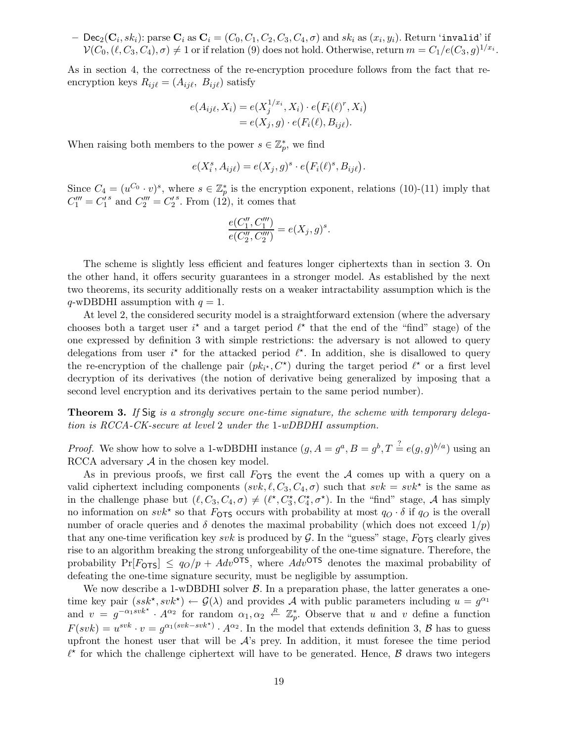– $\mathsf{Dec}_2(\mathbf{C}_i, sk_i)$: parse $\mathbf{C}_i$ as $\mathbf{C}_i = (C_0, C_1, C_2, C_3, C_4, \sigma)$ and $sk_i$ as $(x_i, y_i)$. Return '`invalid`' if $\mathcal{V}(C_0, (\ell, C_3, C_4), \sigma) \neq 1$ or if relation (9) does not hold. Otherwise, return $m = C_1/e(C_3, g)^{1/x_i}$.

As in section 4, the correctness of the re-encryption procedure follows from the fact that re-encryption keys $R_{ij\ell} = (A_{ij\ell},\ B_{ij\ell})$ satisfy

$$
\begin{aligned}
e(A_{ij\ell}, X_i) &= e(X_j^{1/x_i}, X_i) \cdot e\big(F_i(\ell)^r, X_i\big) \\
&= e(X_j, g) \cdot e(F_i(\ell), B_{ij\ell}).
\end{aligned}
$$

When raising both members to the power $s \in \mathbb{Z}_p^*$, we find

$$
e(X_i^s, A_{ij\ell}) = e(X_j, g)^s \cdot e\big(F_i(\ell)^s, B_{ij\ell}\big).
$$

Since $C_4 = (u^{C_0} \cdot v)^s$, where $s \in \mathbb{Z}_p^*$ is the encryption exponent, relations (10)-(11) imply that $C_1''' = C_1'^{\,s}$ and $C_2''' = C_2'^{\,s}$. From (12), it comes that

$$
\frac{e(C_1'', C_1''')}{e(C_2'', C_2''')} = e(X_j, g)^s.
$$

The scheme is slightly less efficient and features longer ciphertexts than in section 3. On the other hand, it offers security guarantees in a stronger model. As established by the next two theorems, its security additionally rests on a weaker intractability assumption which is the $q$-wDBDHI assumption with $q = 1$.

At level 2, the considered security model is a straightforward extension (where the adversary chooses both a target user $i^\star$ and a target period $\ell^\star$ that the end of the "find" stage) of the one expressed by definition 3 with simple restrictions: the adversary is not allowed to query delegations from user $i^\star$ for the attacked period $\ell^\star$. In addition, she is disallowed to query the re-encryption of the challenge pair $(pk_{i^\star}, C^\star)$ during the target period $\ell^\star$ or a first level decryption of its derivatives (the notion of derivative being generalized by imposing that a second level encryption and its derivatives pertain to the same period number).

**Theorem 3.** *If* Sig *is a strongly secure one-time signature, the scheme with temporary delegation is RCCA-CK-secure at level* 2 *under the* 1*-wDBDHI assumption.*

*Proof.* We show how to solve a 1-wDBDHI instance $(g, A = g^a, B = g^b, T \stackrel{?}{=} e(g,g)^{b/a})$ using an RCCA adversary $\mathcal{A}$ in the chosen key model.

As in previous proofs, we first call $F_{\mathsf{OTS}}$ the event the $\mathcal{A}$ comes up with a query on a valid ciphertext including components $(svk, \ell, C_3, C_4, \sigma)$ such that $svk = svk^\star$ is the same as in the challenge phase but $(\ell, C_3, C_4, \sigma) \neq (\ell^\star, C_3^\star, C_4^\star, \sigma^\star)$. In the "find" stage, $\mathcal{A}$ has simply no information on $svk^\star$ so that $F_{\mathsf{OTS}}$ occurs with probability at most $q_O \cdot \delta$ if $q_O$ is the overall number of oracle queries and $\delta$ denotes the maximal probability (which does not exceed $1/p$) that any one-time verification key $svk$ is produced by $\mathcal{G}$. In the "guess" stage, $F_{\mathsf{OTS}}$ clearly gives rise to an algorithm breaking the strong unforgeability of the one-time signature. Therefore, the probability $\Pr[F_{\mathsf{OTS}}] \leq q_O/p + Adv^{\mathsf{OTS}}$, where $Adv^{\mathsf{OTS}}$ denotes the maximal probability of defeating the one-time signature security, must be negligible by assumption.

We now describe a 1-wDBDHI solver $\mathcal{B}$. In a preparation phase, the latter generates a one-time key pair $(ssk^\star, svk^\star) \leftarrow \mathcal{G}(\lambda)$ and provides $\mathcal{A}$ with public parameters including $u = g^{\alpha_1}$ and $v = g^{-\alpha_1 svk^\star} \cdot A^{\alpha_2}$ for random $\alpha_1, \alpha_2 \stackrel{R}{\leftarrow} \mathbb{Z}_p^*$. Observe that $u$ and $v$ define a function $F(svk) = u^{svk} \cdot v = g^{\alpha_1(svk - svk^\star)} \cdot A^{\alpha_2}$. In the model that extends definition 3, $\mathcal{B}$ has to guess upfront the honest user that will be $\mathcal{A}$'s prey. In addition, it must foresee the time period $\ell^\star$ for which the challenge ciphertext will have to be generated. Hence, $\mathcal{B}$ draws two integers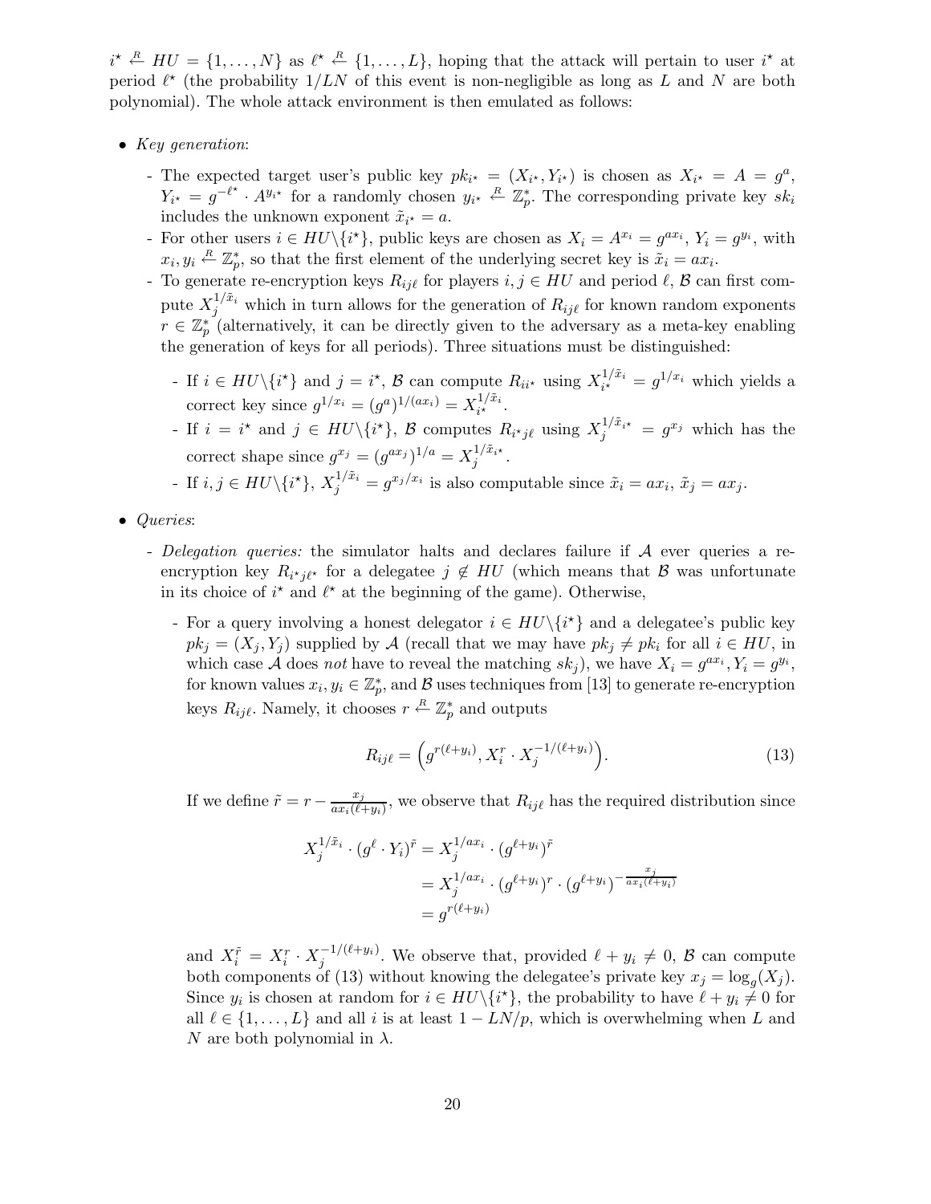$i^\star \xleftarrow{R} HU = \{1, \ldots, N\}$ as $\ell^\star \xleftarrow{R} \{1, \ldots, L\}$, hoping that the attack will pertain to user $i^\star$ at period $\ell^\star$ (the probability $1/LN$ of this event is non-negligible as long as $L$ and $N$ are both polynomial). The whole attack environment is then emulated as follows:

- *Key generation*:
  - The expected target user's public key $pk_{i^\star} = (X_{i^\star}, Y_{i^\star})$ is chosen as $X_{i^\star} = A = g^a$, $Y_{i^\star} = g^{-\ell^\star} \cdot A^{y_{i^\star}}$ for a randomly chosen $y_{i^\star} \xleftarrow{R} \mathbb{Z}_p^*$. The corresponding private key $sk_i$ includes the unknown exponent $\tilde{x}_{i^\star} = a$.
  - For other users $i \in HU \backslash \{i^\star\}$, public keys are chosen as $X_i = A^{x_i} = g^{ax_i}$, $Y_i = g^{y_i}$, with $x_i, y_i \xleftarrow{R} \mathbb{Z}_p^*$, so that the first element of the underlying secret key is $\tilde{x}_i = ax_i$.
  - To generate re-encryption keys $R_{ij\ell}$ for players $i, j \in HU$ and period $\ell$, $\mathcal{B}$ can first compute $X_j^{1/\tilde{x}_i}$ which in turn allows for the generation of $R_{ij\ell}$ for known random exponents $r \in \mathbb{Z}_p^*$ (alternatively, it can be directly given to the adversary as a meta-key enabling the generation of keys for all periods). Three situations must be distinguished:
    - If $i \in HU \backslash \{i^\star\}$ and $j = i^\star$, $\mathcal{B}$ can compute $R_{ii^\star}$ using $X_{i^\star}^{1/\tilde{x}_i} = g^{1/x_i}$ which yields a correct key since $g^{1/x_i} = (g^a)^{1/(ax_i)} = X_{i^\star}^{1/\tilde{x}_i}$.
    - If $i = i^\star$ and $j \in HU \backslash \{i^\star\}$, $\mathcal{B}$ computes $R_{i^\star j\ell}$ using $X_j^{1/\tilde{x}_{i^\star}} = g^{x_j}$ which has the correct shape since $g^{x_j} = (g^{ax_j})^{1/a} = X_j^{1/\tilde{x}_{i^\star}}$.
    - If $i, j \in HU \backslash \{i^\star\}$, $X_j^{1/\tilde{x}_i} = g^{x_j/x_i}$ is also computable since $\tilde{x}_i = ax_i$, $\tilde{x}_j = ax_j$.

- *Queries*:
  - *Delegation queries:* the simulator halts and declares failure if $\mathcal{A}$ ever queries a re-encryption key $R_{i^\star j\ell^\star}$ for a delegatee $j \notin HU$ (which means that $\mathcal{B}$ was unfortunate in its choice of $i^\star$ and $\ell^\star$ at the beginning of the game). Otherwise,
    - For a query involving a honest delegator $i \in HU \backslash \{i^\star\}$ and a delegatee's public key $pk_j = (X_j, Y_j)$ supplied by $\mathcal{A}$ (recall that we may have $pk_j \neq pk_i$ for all $i \in HU$, in which case $\mathcal{A}$ does *not* have to reveal the matching $sk_j$), we have $X_i = g^{ax_i}, Y_i = g^{y_i}$, for known values $x_i, y_i \in \mathbb{Z}_p^*$, and $\mathcal{B}$ uses techniques from [13] to generate re-encryption keys $R_{ij\ell}$. Namely, it chooses $r \xleftarrow{R} \mathbb{Z}_p^*$ and outputs

$$R_{ij\ell} = \left( g^{r(\ell + y_i)}, X_i^r \cdot X_j^{-1/(\ell + y_i)} \right). \tag{13}$$

    If we define $\tilde{r} = r - \frac{x_j}{ax_i(\ell+y_i)}$, we observe that $R_{ij\ell}$ has the required distribution since

$$\begin{aligned} X_j^{1/\tilde{x}_i} \cdot (g^\ell \cdot Y_i)^{\tilde{r}} &= X_j^{1/ax_i} \cdot (g^{\ell+y_i})^{\tilde{r}} \\ &= X_j^{1/ax_i} \cdot (g^{\ell+y_i})^r \cdot (g^{\ell+y_i})^{-\frac{x_j}{ax_i(\ell+y_i)}} \\ &= g^{r(\ell+y_i)} \end{aligned}$$

    and $X_i^{\tilde{r}} = X_i^r \cdot X_j^{-1/(\ell+y_i)}$. We observe that, provided $\ell + y_i \neq 0$, $\mathcal{B}$ can compute both components of (13) without knowing the delegatee's private key $x_j = \log_g(X_j)$. Since $y_i$ is chosen at random for $i \in HU \backslash \{i^\star\}$, the probability to have $\ell + y_i \neq 0$ for all $\ell \in \{1, \ldots, L\}$ and all $i$ is at least $1 - LN/p$, which is overwhelming when $L$ and $N$ are both polynomial in $\lambda$.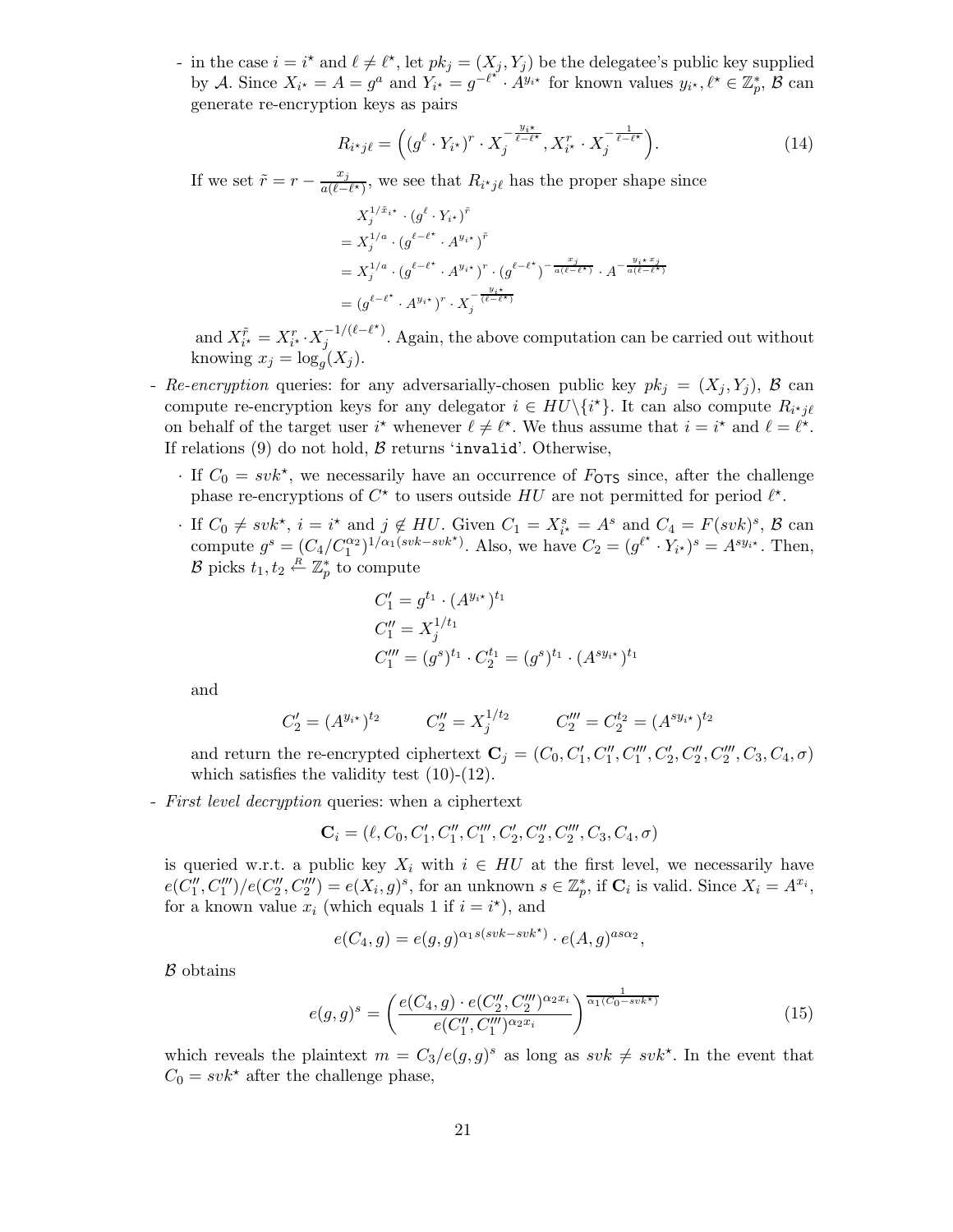- in the case $i = i^\star$ and $\ell \neq \ell^\star$, let $pk_j = (X_j, Y_j)$ be the delegatee's public key supplied by $\mathcal{A}$. Since $X_{i^\star} = A = g^a$ and $Y_{i^\star} = g^{-\ell^\star} \cdot A^{y_{i^\star}}$ for known values $y_{i^\star}, \ell^\star \in \mathbb{Z}_p^*$, $\mathcal{B}$ can generate re-encryption keys as pairs

$$R_{i^\star j \ell} = \Big( (g^\ell \cdot Y_{i^\star})^r \cdot X_j^{-\frac{y_{i^\star}}{\ell - \ell^\star}}, X_{i^\star}^r \cdot X_j^{-\frac{1}{\ell - \ell^\star}} \Big). \tag{14}$$

If we set $\tilde{r} = r - \frac{x_j}{a(\ell - \ell^\star)}$, we see that $R_{i^\star j \ell}$ has the proper shape since

$$\begin{aligned}
&X_j^{1/\tilde{x}_{i^\star}} \cdot (g^\ell \cdot Y_{i^\star})^{\tilde{r}} \\
&= X_j^{1/a} \cdot (g^{\ell - \ell^\star} \cdot A^{y_{i^\star}})^{\tilde{r}} \\
&= X_j^{1/a} \cdot (g^{\ell - \ell^\star} \cdot A^{y_{i^\star}})^{r} \cdot (g^{\ell - \ell^\star})^{-\frac{x_j}{a(\ell - \ell^\star)}} \cdot A^{-\frac{y_{i^\star} x_j}{a(\ell - \ell^\star)}} \\
&= (g^{\ell - \ell^\star} \cdot A^{y_{i^\star}})^{r} \cdot X_j^{-\frac{y_{i^\star}}{(\ell - \ell^\star)}}
\end{aligned}$$

and $X_{i^\star}^{\tilde{r}} = X_{i^\star}^r \cdot X_j^{-1/(\ell - \ell^\star)}$. Again, the above computation can be carried out without knowing $x_j = \log_g(X_j)$.

- *Re-encryption* queries: for any adversarially-chosen public key $pk_j = (X_j, Y_j)$, $\mathcal{B}$ can compute re-encryption keys for any delegator $i \in HU \backslash \{i^\star\}$. It can also compute $R_{i^\star j \ell}$ on behalf of the target user $i^\star$ whenever $\ell \neq \ell^\star$. We thus assume that $i = i^\star$ and $\ell = \ell^\star$. If relations (9) do not hold, $\mathcal{B}$ returns '`invalid`'. Otherwise,
  - If $C_0 = svk^\star$, we necessarily have an occurrence of $F_{\mathsf{OTS}}$ since, after the challenge phase re-encryptions of $C^\star$ to users outside $HU$ are not permitted for period $\ell^\star$.
  - If $C_0 \neq svk^\star$, $i = i^\star$ and $j \notin HU$. Given $C_1 = X_{i^\star}^s = A^s$ and $C_4 = F(svk)^s$, $\mathcal{B}$ can compute $g^s = (C_4 / C_1^{\alpha_2})^{1/\alpha_1(svk - svk^\star)}$. Also, we have $C_2 = (g^{\ell^\star} \cdot Y_{i^\star})^s = A^{s y_{i^\star}}$. Then, $\mathcal{B}$ picks $t_1, t_2 \xleftarrow{R} \mathbb{Z}_p^*$ to compute

$$\begin{aligned}
C_1' &= g^{t_1} \cdot (A^{y_{i^\star}})^{t_1} \\
C_1'' &= X_j^{1/t_1} \\
C_1''' &= (g^s)^{t_1} \cdot C_2^{t_1} = (g^s)^{t_1} \cdot (A^{s y_{i^\star}})^{t_1}
\end{aligned}$$

  and

$$C_2' = (A^{y_{i^\star}})^{t_2} \qquad C_2'' = X_j^{1/t_2} \qquad C_2''' = C_2^{t_2} = (A^{s y_{i^\star}})^{t_2}$$

  and return the re-encrypted ciphertext $\mathbf{C}_j = (C_0, C_1', C_1'', C_1''', C_2', C_2'', C_2''', C_3, C_4, \sigma)$ which satisfies the validity test (10)-(12).

- *First level decryption* queries: when a ciphertext

$$\mathbf{C}_i = (\ell, C_0, C_1', C_1'', C_1''', C_2', C_2'', C_2''', C_3, C_4, \sigma)$$

is queried w.r.t. a public key $X_i$ with $i \in HU$ at the first level, we necessarily have $e(C_1'', C_1''')/e(C_2'', C_2''') = e(X_i, g)^s$, for an unknown $s \in \mathbb{Z}_p^*$, if $\mathbf{C}_i$ is valid. Since $X_i = A^{x_i}$, for a known value $x_i$ (which equals 1 if $i = i^\star$), and

$$e(C_4, g) = e(g, g)^{\alpha_1 s (svk - svk^\star)} \cdot e(A, g)^{a s \alpha_2},$$

$\mathcal{B}$ obtains

$$e(g, g)^s = \left( \frac{e(C_4, g) \cdot e(C_2'', C_2''')^{\alpha_2 x_i}}{e(C_1'', C_1''')^{\alpha_2 x_i}} \right)^{\frac{1}{\alpha_1 (C_0 - svk^\star)}} \tag{15}$$

which reveals the plaintext $m = C_3 / e(g, g)^s$ as long as $svk \neq svk^\star$. In the event that $C_0 = svk^\star$ after the challenge phase,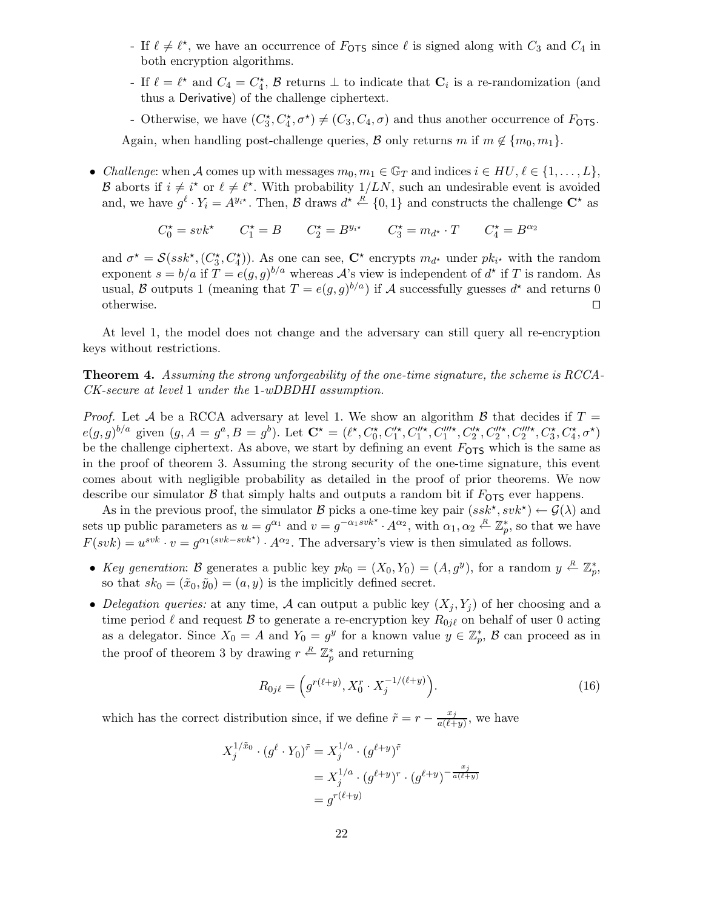- If $\ell \neq \ell^\star$, we have an occurrence of $F_{\mathsf{OTS}}$ since $\ell$ is signed along with $C_3$ and $C_4$ in both encryption algorithms.
- If $\ell = \ell^\star$ and $C_4 = C_4^\star$, $\mathcal{B}$ returns $\perp$ to indicate that $\mathbf{C}_i$ is a re-randomization (and thus a Derivative) of the challenge ciphertext.
- Otherwise, we have $(C_3^\star, C_4^\star, \sigma^\star) \neq (C_3, C_4, \sigma)$ and thus another occurrence of $F_{\mathsf{OTS}}$.

Again, when handling post-challenge queries, $\mathcal{B}$ only returns $m$ if $m \notin \{m_0, m_1\}$.

- *Challenge*: when $\mathcal{A}$ comes up with messages $m_0, m_1 \in \mathbb{G}_T$ and indices $i \in HU$, $\ell \in \{1, \ldots, L\}$, $\mathcal{B}$ aborts if $i \neq i^\star$ or $\ell \neq \ell^\star$. With probability $1/LN$, such an undesirable event is avoided and, we have $g^\ell \cdot Y_i = A^{y_{i^\star}}$. Then, $\mathcal{B}$ draws $d^\star \stackrel{R}{\leftarrow} \{0,1\}$ and constructs the challenge $\mathbf{C}^\star$ as

$$C_0^\star = svk^\star \qquad C_1^\star = B \qquad C_2^\star = B^{y_{i^\star}} \qquad C_3^\star = m_{d^\star} \cdot T \qquad C_4^\star = B^{\alpha_2}$$

and $\sigma^\star = \mathcal{S}(ssk^\star, (C_3^\star, C_4^\star))$. As one can see, $\mathbf{C}^\star$ encrypts $m_{d^\star}$ under $pk_{i^\star}$ with the random exponent $s = b/a$ if $T = e(g,g)^{b/a}$ whereas $\mathcal{A}$'s view is independent of $d^\star$ if $T$ is random. As usual, $\mathcal{B}$ outputs 1 (meaning that $T = e(g,g)^{b/a}$) if $\mathcal{A}$ successfully guesses $d^\star$ and returns 0 otherwise. $\square$

At level 1, the model does not change and the adversary can still query all re-encryption keys without restrictions.

**Theorem 4.** *Assuming the strong unforgeability of the one-time signature, the scheme is RCCA-CK-secure at level* 1 *under the* 1*-wDBDHI assumption.*

*Proof.* Let $\mathcal{A}$ be a RCCA adversary at level 1. We show an algorithm $\mathcal{B}$ that decides if $T = e(g,g)^{b/a}$ given $(g, A = g^a, B = g^b)$. Let $\mathbf{C}^\star = (\ell^\star, C_0^\star, C_1'^\star, C_1''^\star, C_1'''^\star, C_2'^\star, C_2''^\star, C_2'''^\star, C_3^\star, C_4^\star, \sigma^\star)$ be the challenge ciphertext. As above, we start by defining an event $F_{\mathsf{OTS}}$ which is the same as in the proof of theorem 3. Assuming the strong security of the one-time signature, this event comes about with negligible probability as detailed in the proof of prior theorems. We now describe our simulator $\mathcal{B}$ that simply halts and outputs a random bit if $F_{\mathsf{OTS}}$ ever happens.

As in the previous proof, the simulator $\mathcal{B}$ picks a one-time key pair $(ssk^\star, svk^\star) \leftarrow \mathcal{G}(\lambda)$ and sets up public parameters as $u = g^{\alpha_1}$ and $v = g^{-\alpha_1 svk^\star} \cdot A^{\alpha_2}$, with $\alpha_1, \alpha_2 \stackrel{R}{\leftarrow} \mathbb{Z}_p^*$, so that we have $F(svk) = u^{svk} \cdot v = g^{\alpha_1(svk - svk^\star)} \cdot A^{\alpha_2}$. The adversary's view is then simulated as follows.

- *Key generation*: $\mathcal{B}$ generates a public key $pk_0 = (X_0, Y_0) = (A, g^y)$, for a random $y \stackrel{R}{\leftarrow} \mathbb{Z}_p^*$, so that $sk_0 = (\tilde{x}_0, \tilde{y}_0) = (a, y)$ is the implicitly defined secret.
- *Delegation queries:* at any time, $\mathcal{A}$ can output a public key $(X_j, Y_j)$ of her choosing and a time period $\ell$ and request $\mathcal{B}$ to generate a re-encryption key $R_{0j\ell}$ on behalf of user 0 acting as a delegator. Since $X_0 = A$ and $Y_0 = g^y$ for a known value $y \in \mathbb{Z}_p^*$, $\mathcal{B}$ can proceed as in the proof of theorem 3 by drawing $r \stackrel{R}{\leftarrow} \mathbb{Z}_p^*$ and returning

$$R_{0j\ell} = \Big(g^{r(\ell+y)}, X_0^r \cdot X_j^{-1/(\ell+y)}\Big). \tag{16}$$

which has the correct distribution since, if we define $\tilde{r} = r - \frac{x_j}{a(\ell+y)}$, we have

$$\begin{aligned}
X_j^{1/\tilde{x}_0} \cdot (g^\ell \cdot Y_0)^{\tilde{r}} &= X_j^{1/a} \cdot (g^{\ell+y})^{\tilde{r}} \\
&= X_j^{1/a} \cdot (g^{\ell+y})^r \cdot (g^{\ell+y})^{-\frac{x_j}{a(\ell+y)}} \\
&= g^{r(\ell+y)}
\end{aligned}$$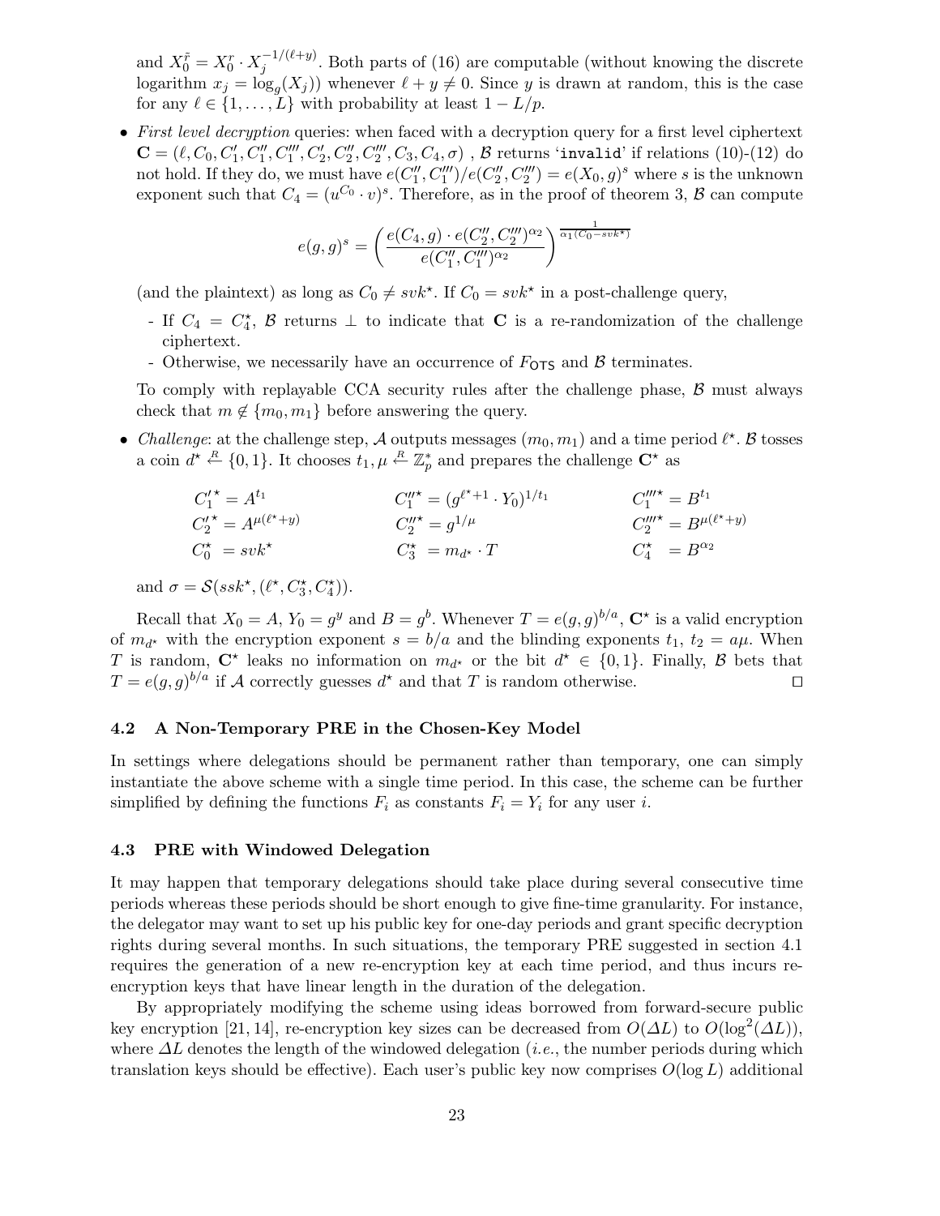and $X_0^{\tilde{r}} = X_0^r \cdot X_j^{-1/(\ell+y)}$. Both parts of (16) are computable (without knowing the discrete logarithm $x_j = \log_g(X_j)$) whenever $\ell + y \neq 0$. Since $y$ is drawn at random, this is the case for any $\ell \in \{1, \ldots, L\}$ with probability at least $1 - L/p$.

- *First level decryption* queries: when faced with a decryption query for a first level ciphertext $\mathbf{C} = (\ell, C_0, C_1', C_1'', C_1''', C_2', C_2'', C_2''', C_3, C_4, \sigma)$ , $\mathcal{B}$ returns '`invalid`' if relations (10)-(12) do not hold. If they do, we must have $e(C_1'', C_1''')/e(C_2'', C_2''') = e(X_0, g)^s$ where $s$ is the unknown exponent such that $C_4 = (u^{C_0} \cdot v)^s$. Therefore, as in the proof of theorem 3, $\mathcal{B}$ can compute

$$e(g,g)^s = \left( \frac{e(C_4, g) \cdot e(C_2'', C_2''')^{\alpha_2}}{e(C_1'', C_1''')^{\alpha_2}} \right)^{\frac{1}{\alpha_1(C_0 - svk^\star)}}$$

(and the plaintext) as long as $C_0 \neq svk^\star$. If $C_0 = svk^\star$ in a post-challenge query,

  - If $C_4 = C_4^\star$, $\mathcal{B}$ returns $\perp$ to indicate that $\mathbf{C}$ is a re-randomization of the challenge ciphertext.
  - Otherwise, we necessarily have an occurrence of $F_{\mathsf{OTS}}$ and $\mathcal{B}$ terminates.

  To comply with replayable CCA security rules after the challenge phase, $\mathcal{B}$ must always check that $m \notin \{m_0, m_1\}$ before answering the query.

- *Challenge*: at the challenge step, $\mathcal{A}$ outputs messages $(m_0, m_1)$ and a time period $\ell^\star$. $\mathcal{B}$ tosses a coin $d^\star \xleftarrow{R} \{0,1\}$. It chooses $t_1, \mu \xleftarrow{R} \mathbb{Z}_p^*$ and prepares the challenge $\mathbf{C}^\star$ as

$$\begin{array}{lll} C_1'^\star = A^{t_1} & C_1''^\star = (g^{\ell^\star+1} \cdot Y_0)^{1/t_1} & C_1'''^\star = B^{t_1} \\ C_2'^\star = A^{\mu(\ell^\star+y)} & C_2''^\star = g^{1/\mu} & C_2'''^\star = B^{\mu(\ell^\star+y)} \\ C_0^\star = svk^\star & C_3^\star = m_{d^\star} \cdot T & C_4^\star = B^{\alpha_2} \end{array}$$

  and $\sigma = \mathcal{S}(ssk^\star, (\ell^\star, C_3^\star, C_4^\star))$.

Recall that $X_0 = A$, $Y_0 = g^y$ and $B = g^b$. Whenever $T = e(g,g)^{b/a}$, $\mathbf{C}^\star$ is a valid encryption of $m_{d^\star}$ with the encryption exponent $s = b/a$ and the blinding exponents $t_1$, $t_2 = a\mu$. When $T$ is random, $\mathbf{C}^\star$ leaks no information on $m_{d^\star}$ or the bit $d^\star \in \{0,1\}$. Finally, $\mathcal{B}$ bets that $T = e(g,g)^{b/a}$ if $\mathcal{A}$ correctly guesses $d^\star$ and that $T$ is random otherwise. $\square$

### 4.2 A Non-Temporary PRE in the Chosen-Key Model

In settings where delegations should be permanent rather than temporary, one can simply instantiate the above scheme with a single time period. In this case, the scheme can be further simplified by defining the functions $F_i$ as constants $F_i = Y_i$ for any user $i$.

### 4.3 PRE with Windowed Delegation

It may happen that temporary delegations should take place during several consecutive time periods whereas these periods should be short enough to give fine-time granularity. For instance, the delegator may want to set up his public key for one-day periods and grant specific decryption rights during several months. In such situations, the temporary PRE suggested in section 4.1 requires the generation of a new re-encryption key at each time period, and thus incurs re-encryption keys that have linear length in the duration of the delegation.

By appropriately modifying the scheme using ideas borrowed from forward-secure public key encryption [21, 14], re-encryption key sizes can be decreased from $O(\Delta L)$ to $O(\log^2(\Delta L))$, where $\Delta L$ denotes the length of the windowed delegation (*i.e.*, the number periods during which translation keys should be effective). Each user's public key now comprises $O(\log L)$ additional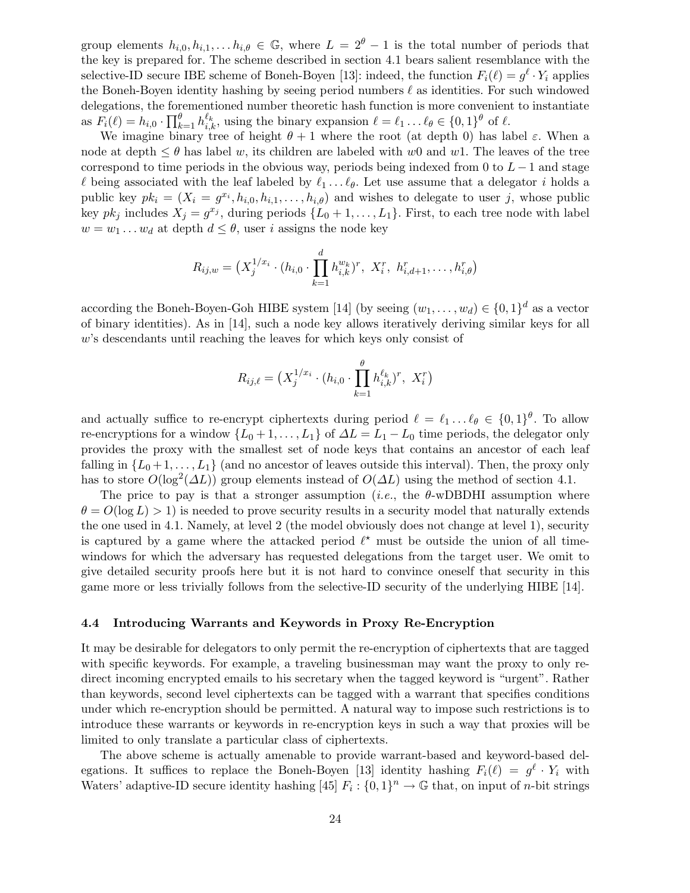group elements $h_{i,0}, h_{i,1}, \dots h_{i,\theta} \in \mathbb{G}$, where $L = 2^\theta - 1$ is the total number of periods that the key is prepared for. The scheme described in section 4.1 bears salient resemblance with the selective-ID secure IBE scheme of Boneh-Boyen [13]: indeed, the function $F_i(\ell) = g^\ell \cdot Y_i$ applies the Boneh-Boyen identity hashing by seeing period numbers $\ell$ as identities. For such windowed delegations, the forementioned number theoretic hash function is more convenient to instantiate as $F_i(\ell) = h_{i,0} \cdot \prod_{k=1}^{\theta} h_{i,k}^{\ell_k}$, using the binary expansion $\ell = \ell_1 \dots \ell_\theta \in \{0,1\}^\theta$ of $\ell$.

We imagine binary tree of height $\theta + 1$ where the root (at depth 0) has label $\varepsilon$. When a node at depth $\leq \theta$ has label $w$, its children are labeled with $w0$ and $w1$. The leaves of the tree correspond to time periods in the obvious way, periods being indexed from 0 to $L - 1$ and stage $\ell$ being associated with the leaf labeled by $\ell_1 \dots \ell_\theta$. Let use assume that a delegator $i$ holds a public key $pk_i = (X_i = g^{x_i}, h_{i,0}, h_{i,1}, \dots, h_{i,\theta})$ and wishes to delegate to user $j$, whose public key $pk_j$ includes $X_j = g^{x_j}$, during periods $\{L_0 + 1, \dots, L_1\}$. First, to each tree node with label $w = w_1 \dots w_d$ at depth $d \leq \theta$, user $i$ assigns the node key

$$R_{ij,w} = \big(X_j^{1/x_i} \cdot (h_{i,0} \cdot \prod_{k=1}^{d} h_{i,k}^{w_k})^r,\ X_i^r,\ h_{i,d+1}^r, \dots, h_{i,\theta}^r\big)$$

according the Boneh-Boyen-Goh HIBE system [14] (by seeing $(w_1, \dots, w_d) \in \{0,1\}^d$ as a vector of binary identities). As in [14], such a node key allows iteratively deriving similar keys for all $w$'s descendants until reaching the leaves for which keys only consist of

$$R_{ij,\ell} = \big(X_j^{1/x_i} \cdot (h_{i,0} \cdot \prod_{k=1}^{\theta} h_{i,k}^{\ell_k})^r,\ X_i^r\big)$$

and actually suffice to re-encrypt ciphertexts during period $\ell = \ell_1 \dots \ell_\theta \in \{0,1\}^\theta$. To allow re-encryptions for a window $\{L_0 + 1, \dots, L_1\}$ of $\Delta L = L_1 - L_0$ time periods, the delegator only provides the proxy with the smallest set of node keys that contains an ancestor of each leaf falling in $\{L_0 + 1, \dots, L_1\}$ (and no ancestor of leaves outside this interval). Then, the proxy only has to store $O(\log^2(\Delta L))$ group elements instead of $O(\Delta L)$ using the method of section 4.1.

The price to pay is that a stronger assumption (*i.e.*, the $\theta$-wDBDHI assumption where $\theta = O(\log L) > 1$) is needed to prove security results in a security model that naturally extends the one used in 4.1. Namely, at level 2 (the model obviously does not change at level 1), security is captured by a game where the attacked period $\ell^\star$ must be outside the union of all time-windows for which the adversary has requested delegations from the target user. We omit to give detailed security proofs here but it is not hard to convince oneself that security in this game more or less trivially follows from the selective-ID security of the underlying HIBE [14].

### 4.4 Introducing Warrants and Keywords in Proxy Re-Encryption

It may be desirable for delegators to only permit the re-encryption of ciphertexts that are tagged with specific keywords. For example, a traveling businessman may want the proxy to only redirect incoming encrypted emails to his secretary when the tagged keyword is "urgent". Rather than keywords, second level ciphertexts can be tagged with a warrant that specifies conditions under which re-encryption should be permitted. A natural way to impose such restrictions is to introduce these warrants or keywords in re-encryption keys in such a way that proxies will be limited to only translate a particular class of ciphertexts.

The above scheme is actually amenable to provide warrant-based and keyword-based delegations. It suffices to replace the Boneh-Boyen [13] identity hashing $F_i(\ell) = g^\ell \cdot Y_i$ with Waters' adaptive-ID secure identity hashing [45] $F_i : \{0,1\}^n \rightarrow \mathbb{G}$ that, on input of $n$-bit strings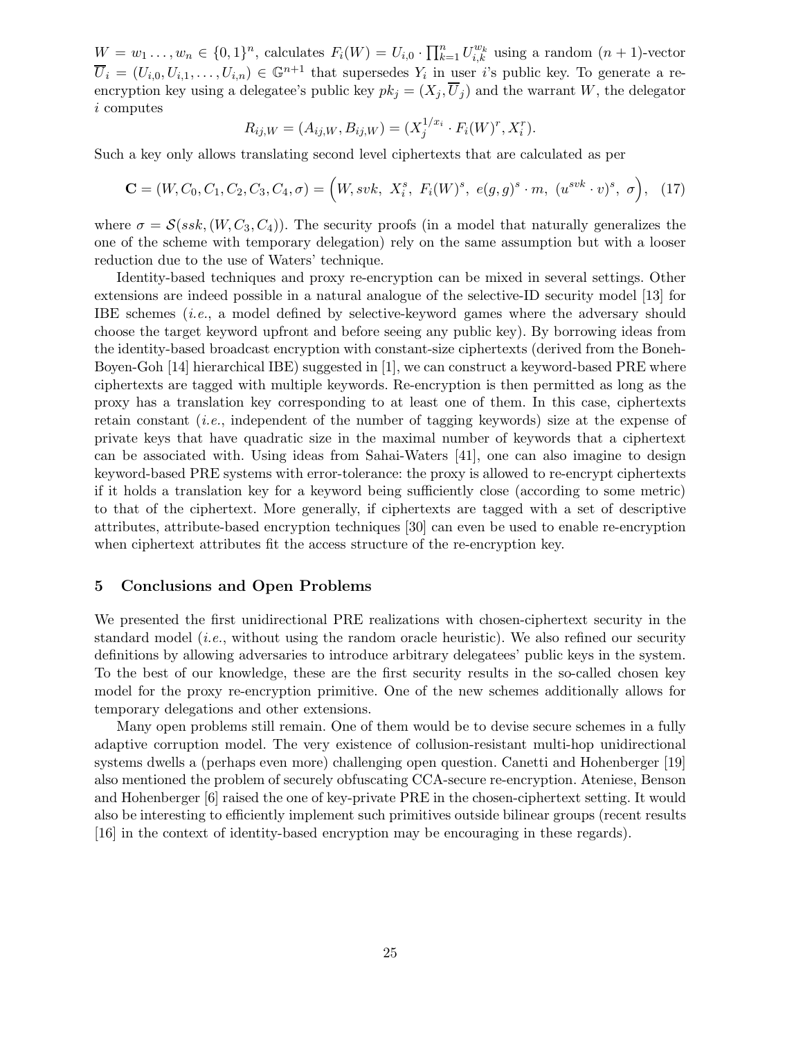$W = w_1 \ldots, w_n \in \{0,1\}^n$, calculates $F_i(W) = U_{i,0} \cdot \prod_{k=1}^{n} U_{i,k}^{w_k}$ using a random $(n+1)$-vector $\overline{U}_i = (U_{i,0}, U_{i,1}, \ldots, U_{i,n}) \in \mathbb{G}^{n+1}$ that supersedes $Y_i$ in user $i$'s public key. To generate a re-encryption key using a delegatee's public key $pk_j = (X_j, \overline{U}_j)$ and the warrant $W$, the delegator $i$ computes

$$R_{ij,W} = (A_{ij,W}, B_{ij,W}) = (X_j^{1/x_i} \cdot F_i(W)^r, X_i^r).$$

Such a key only allows translating second level ciphertexts that are calculated as per

$$\mathbf{C} = (W, C_0, C_1, C_2, C_3, C_4, \sigma) = \Big(W, svk,\ X_i^s,\ F_i(W)^s,\ e(g,g)^s \cdot m,\ (u^{svk} \cdot v)^s,\ \sigma\Big), \quad (17)$$

where $\sigma = \mathcal{S}(ssk, (W, C_3, C_4))$. The security proofs (in a model that naturally generalizes the one of the scheme with temporary delegation) rely on the same assumption but with a looser reduction due to the use of Waters' technique.

Identity-based techniques and proxy re-encryption can be mixed in several settings. Other extensions are indeed possible in a natural analogue of the selective-ID security model [13] for IBE schemes (*i.e.*, a model defined by selective-keyword games where the adversary should choose the target keyword upfront and before seeing any public key). By borrowing ideas from the identity-based broadcast encryption with constant-size ciphertexts (derived from the Boneh-Boyen-Goh [14] hierarchical IBE) suggested in [1], we can construct a keyword-based PRE where ciphertexts are tagged with multiple keywords. Re-encryption is then permitted as long as the proxy has a translation key corresponding to at least one of them. In this case, ciphertexts retain constant (*i.e.*, independent of the number of tagging keywords) size at the expense of private keys that have quadratic size in the maximal number of keywords that a ciphertext can be associated with. Using ideas from Sahai-Waters [41], one can also imagine to design keyword-based PRE systems with error-tolerance: the proxy is allowed to re-encrypt ciphertexts if it holds a translation key for a keyword being sufficiently close (according to some metric) to that of the ciphertext. More generally, if ciphertexts are tagged with a set of descriptive attributes, attribute-based encryption techniques [30] can even be used to enable re-encryption when ciphertext attributes fit the access structure of the re-encryption key.

## 5 Conclusions and Open Problems

We presented the first unidirectional PRE realizations with chosen-ciphertext security in the standard model (*i.e.*, without using the random oracle heuristic). We also refined our security definitions by allowing adversaries to introduce arbitrary delegatees' public keys in the system. To the best of our knowledge, these are the first security results in the so-called chosen key model for the proxy re-encryption primitive. One of the new schemes additionally allows for temporary delegations and other extensions.

Many open problems still remain. One of them would be to devise secure schemes in a fully adaptive corruption model. The very existence of collusion-resistant multi-hop unidirectional systems dwells a (perhaps even more) challenging open question. Canetti and Hohenberger [19] also mentioned the problem of securely obfuscating CCA-secure re-encryption. Ateniese, Benson and Hohenberger [6] raised the one of key-private PRE in the chosen-ciphertext setting. It would also be interesting to efficiently implement such primitives outside bilinear groups (recent results [16] in the context of identity-based encryption may be encouraging in these regards).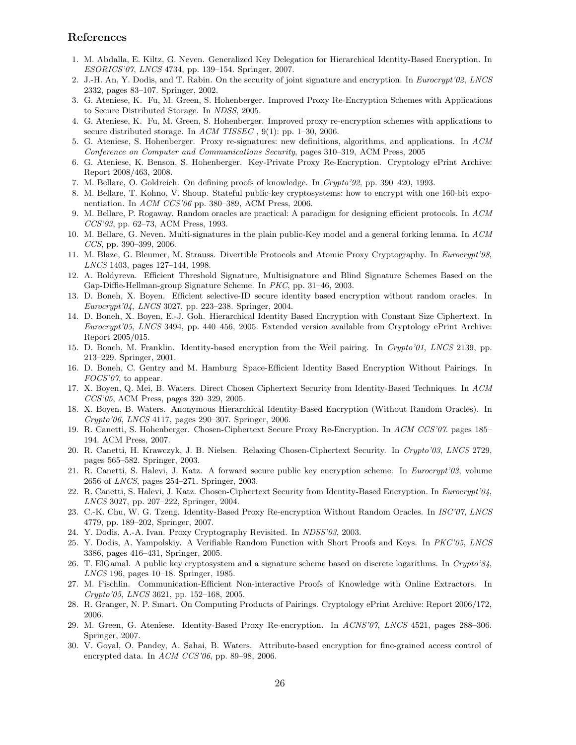## References

1. M. Abdalla, E. Kiltz, G. Neven. Generalized Key Delegation for Hierarchical Identity-Based Encryption. In *ESORICS'07*, *LNCS* 4734, pp. 139–154. Springer, 2007.
2. J.-H. An, Y. Dodis, and T. Rabin. On the security of joint signature and encryption. In *Eurocrypt'02*, *LNCS* 2332, pages 83–107. Springer, 2002.
3. G. Ateniese, K. Fu, M. Green, S. Hohenberger. Improved Proxy Re-Encryption Schemes with Applications to Secure Distributed Storage. In *NDSS*, 2005.
4. G. Ateniese, K. Fu, M. Green, S. Hohenberger. Improved proxy re-encryption schemes with applications to secure distributed storage. In *ACM TISSEC* , 9(1): pp. 1–30, 2006.
5. G. Ateniese, S. Hohenberger. Proxy re-signatures: new definitions, algorithms, and applications. In *ACM Conference on Computer and Communications Security*, pages 310–319, ACM Press, 2005
6. G. Ateniese, K. Benson, S. Hohenberger. Key-Private Proxy Re-Encryption. Cryptology ePrint Archive: Report 2008/463, 2008.
7. M. Bellare, O. Goldreich. On defining proofs of knowledge. In *Crypto'92*, pp. 390–420, 1993.
8. M. Bellare, T. Kohno, V. Shoup. Stateful public-key cryptosystems: how to encrypt with one 160-bit exponentiation. In *ACM CCS'06* pp. 380–389, ACM Press, 2006.
9. M. Bellare, P. Rogaway. Random oracles are practical: A paradigm for designing efficient protocols. In *ACM CCS'93*, pp. 62–73, ACM Press, 1993.
10. M. Bellare, G. Neven. Multi-signatures in the plain public-Key model and a general forking lemma. In *ACM CCS*, pp. 390–399, 2006.
11. M. Blaze, G. Bleumer, M. Strauss. Divertible Protocols and Atomic Proxy Cryptography. In *Eurocrypt'98*, *LNCS* 1403, pages 127–144, 1998.
12. A. Boldyreva. Efficient Threshold Signature, Multisignature and Blind Signature Schemes Based on the Gap-Diffie-Hellman-group Signature Scheme. In *PKC*, pp. 31–46, 2003.
13. D. Boneh, X. Boyen. Efficient selective-ID secure identity based encryption without random oracles. In *Eurocrypt'04*, *LNCS* 3027, pp. 223–238. Springer, 2004.
14. D. Boneh, X. Boyen, E.-J. Goh. Hierarchical Identity Based Encryption with Constant Size Ciphertext. In *Eurocrypt'05*, *LNCS* 3494, pp. 440–456, 2005. Extended version available from Cryptology ePrint Archive: Report 2005/015.
15. D. Boneh, M. Franklin. Identity-based encryption from the Weil pairing. In *Crypto'01*, *LNCS* 2139, pp. 213–229. Springer, 2001.
16. D. Boneh, C. Gentry and M. Hamburg Space-Efficient Identity Based Encryption Without Pairings. In *FOCS'07*, to appear.
17. X. Boyen, Q. Mei, B. Waters. Direct Chosen Ciphertext Security from Identity-Based Techniques. In *ACM CCS'05*, ACM Press, pages 320–329, 2005.
18. X. Boyen, B. Waters. Anonymous Hierarchical Identity-Based Encryption (Without Random Oracles). In *Crypto'06*, *LNCS* 4117, pages 290–307. Springer, 2006.
19. R. Canetti, S. Hohenberger. Chosen-Ciphertext Secure Proxy Re-Encryption. In *ACM CCS'07*. pages 185–194. ACM Press, 2007.
20. R. Canetti, H. Krawczyk, J. B. Nielsen. Relaxing Chosen-Ciphertext Security. In *Crypto'03*, *LNCS* 2729, pages 565–582. Springer, 2003.
21. R. Canetti, S. Halevi, J. Katz. A forward secure public key encryption scheme. In *Eurocrypt'03*, volume 2656 of *LNCS*, pages 254–271. Springer, 2003.
22. R. Canetti, S. Halevi, J. Katz. Chosen-Ciphertext Security from Identity-Based Encryption. In *Eurocrypt'04*, *LNCS* 3027, pp. 207–222, Springer, 2004.
23. C.-K. Chu, W. G. Tzeng. Identity-Based Proxy Re-encryption Without Random Oracles. In *ISC'07*, *LNCS* 4779, pp. 189–202, Springer, 2007.
24. Y. Dodis, A.-A. Ivan. Proxy Cryptography Revisited. In *NDSS'03*, 2003.
25. Y. Dodis, A. Yampolskiy. A Verifiable Random Function with Short Proofs and Keys. In *PKC'05*, *LNCS* 3386, pages 416–431, Springer, 2005.
26. T. ElGamal. A public key cryptosystem and a signature scheme based on discrete logarithms. In *Crypto'84*, *LNCS* 196, pages 10–18. Springer, 1985.
27. M. Fischlin. Communication-Efficient Non-interactive Proofs of Knowledge with Online Extractors. In *Crypto'05*, *LNCS* 3621, pp. 152–168, 2005.
28. R. Granger, N. P. Smart. On Computing Products of Pairings. Cryptology ePrint Archive: Report 2006/172, 2006.
29. M. Green, G. Ateniese. Identity-Based Proxy Re-encryption. In *ACNS'07*, *LNCS* 4521, pages 288–306. Springer, 2007.
30. V. Goyal, O. Pandey, A. Sahai, B. Waters. Attribute-based encryption for fine-grained access control of encrypted data. In *ACM CCS'06*, pp. 89–98, 2006.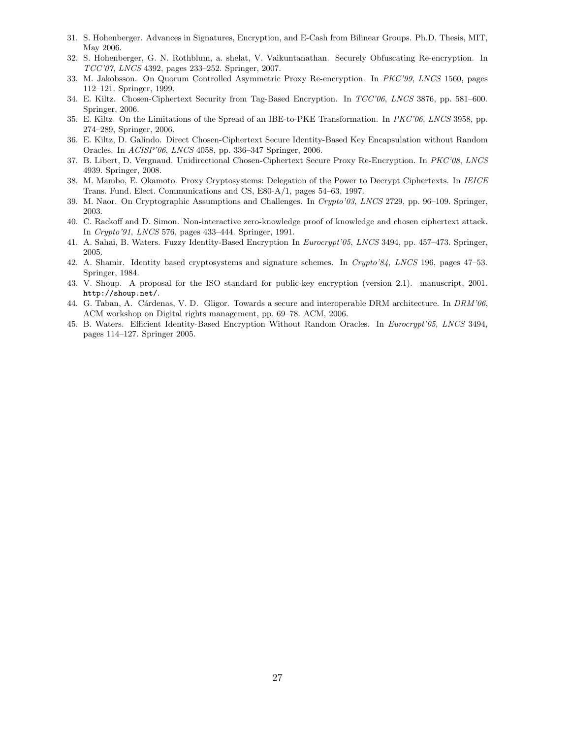31. S. Hohenberger. Advances in Signatures, Encryption, and E-Cash from Bilinear Groups. Ph.D. Thesis, MIT, May 2006.
32. S. Hohenberger, G. N. Rothblum, a. shelat, V. Vaikuntanathan. Securely Obfuscating Re-encryption. In *TCC'07*, *LNCS* 4392, pages 233–252. Springer, 2007.
33. M. Jakobsson. On Quorum Controlled Asymmetric Proxy Re-encryption. In *PKC'99*, *LNCS* 1560, pages 112–121. Springer, 1999.
34. E. Kiltz. Chosen-Ciphertext Security from Tag-Based Encryption. In *TCC'06*, *LNCS* 3876, pp. 581–600. Springer, 2006.
35. E. Kiltz. On the Limitations of the Spread of an IBE-to-PKE Transformation. In *PKC'06*, *LNCS* 3958, pp. 274–289, Springer, 2006.
36. E. Kiltz, D. Galindo. Direct Chosen-Ciphertext Secure Identity-Based Key Encapsulation without Random Oracles. In *ACISP'06*, *LNCS* 4058, pp. 336–347 Springer, 2006.
37. B. Libert, D. Vergnaud. Unidirectional Chosen-Ciphertext Secure Proxy Re-Encryption. In *PKC'08*, *LNCS* 4939. Springer, 2008.
38. M. Mambo, E. Okamoto. Proxy Cryptosystems: Delegation of the Power to Decrypt Ciphertexts. In *IEICE* Trans. Fund. Elect. Communications and CS, E80-A/1, pages 54–63, 1997.
39. M. Naor. On Cryptographic Assumptions and Challenges. In *Crypto'03*, *LNCS* 2729, pp. 96–109. Springer, 2003.
40. C. Rackoff and D. Simon. Non-interactive zero-knowledge proof of knowledge and chosen ciphertext attack. In *Crypto'91*, *LNCS* 576, pages 433–444. Springer, 1991.
41. A. Sahai, B. Waters. Fuzzy Identity-Based Encryption In *Eurocrypt'05*, *LNCS* 3494, pp. 457–473. Springer, 2005.
42. A. Shamir. Identity based cryptosystems and signature schemes. In *Crypto'84*, *LNCS* 196, pages 47–53. Springer, 1984.
43. V. Shoup. A proposal for the ISO standard for public-key encryption (version 2.1). manuscript, 2001. `http://shoup.net/`.
44. G. Taban, A. Cárdenas, V. D. Gligor. Towards a secure and interoperable DRM architecture. In *DRM'06*, ACM workshop on Digital rights management, pp. 69–78. ACM, 2006.
45. B. Waters. Efficient Identity-Based Encryption Without Random Oracles. In *Eurocrypt'05*, *LNCS* 3494, pages 114–127. Springer 2005.